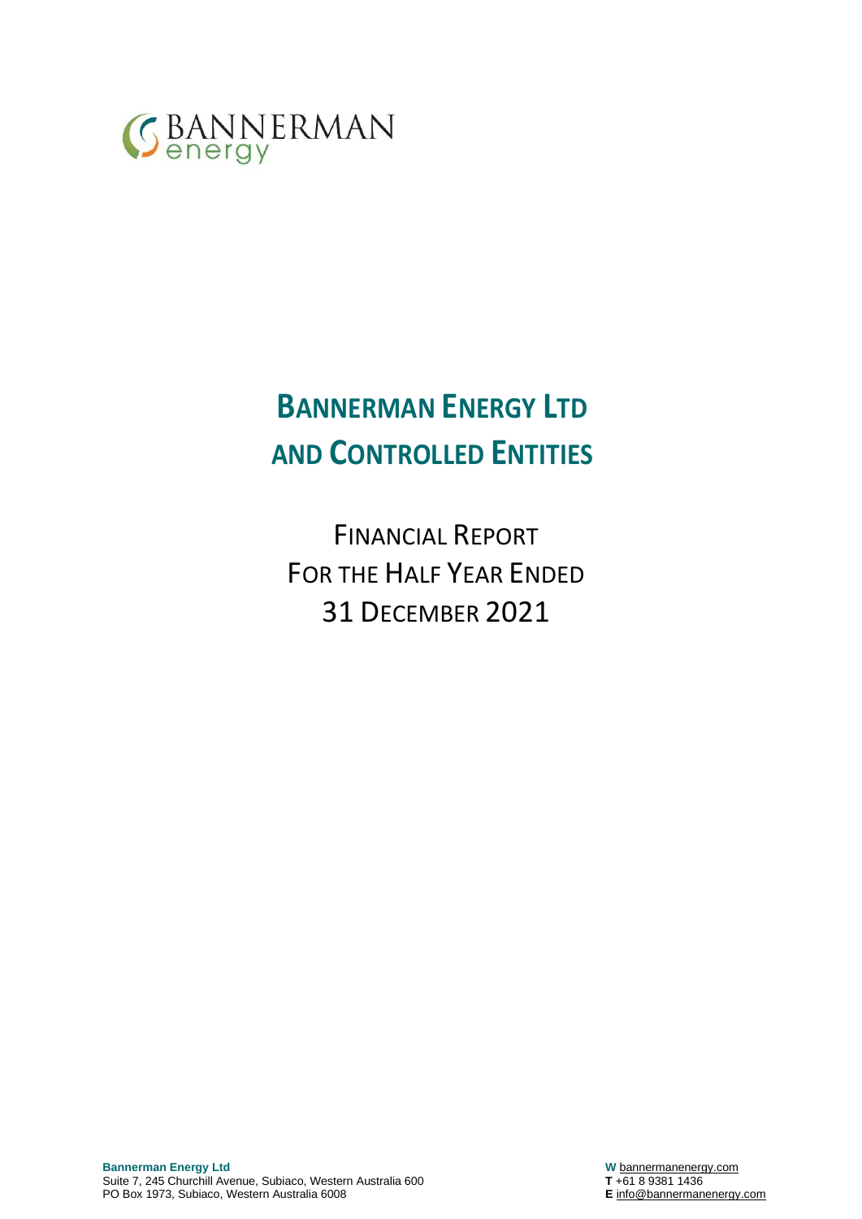BANNERMAN energy

# BANNERMAN ENERGY LTD AND CONTROLLED ENTITIES

## FINANCIAL REPORT FOR THE HALF YEAR ENDED 31 DECEMBER 2021

**Bannerman Energy Ltd**
Suite 7, 245 Churchill Avenue, Subiaco, Western Australia 600
PO Box 1973, Subiaco, Western Australia 6008

**W** bannermanenergy.com
**T** +61 8 9381 1436
**E** info@bannermanenergy.com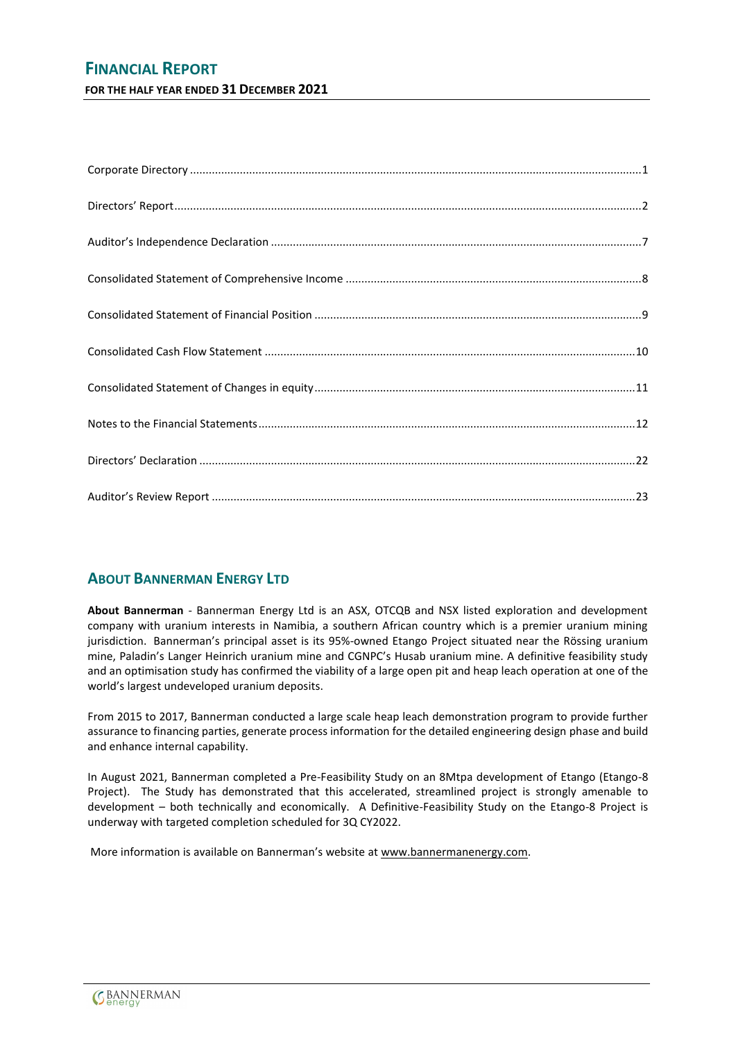# FINANCIAL REPORT

**FOR THE HALF YEAR ENDED 31 DECEMBER 2021**

| | |
|---|---|
| Corporate Directory | 1 |
| Directors' Report | 2 |
| Auditor's Independence Declaration | 7 |
| Consolidated Statement of Comprehensive Income | 8 |
| Consolidated Statement of Financial Position | 9 |
| Consolidated Cash Flow Statement | 10 |
| Consolidated Statement of Changes in equity | 11 |
| Notes to the Financial Statements | 12 |
| Directors' Declaration | 22 |
| Auditor's Review Report | 23 |

## ABOUT BANNERMAN ENERGY LTD

**About Bannerman** - Bannerman Energy Ltd is an ASX, OTCQB and NSX listed exploration and development company with uranium interests in Namibia, a southern African country which is a premier uranium mining jurisdiction. Bannerman's principal asset is its 95%-owned Etango Project situated near the Rössing uranium mine, Paladin's Langer Heinrich uranium mine and CGNPC's Husab uranium mine. A definitive feasibility study and an optimisation study has confirmed the viability of a large open pit and heap leach operation at one of the world's largest undeveloped uranium deposits.

From 2015 to 2017, Bannerman conducted a large scale heap leach demonstration program to provide further assurance to financing parties, generate process information for the detailed engineering design phase and build and enhance internal capability.

In August 2021, Bannerman completed a Pre-Feasibility Study on an 8Mtpa development of Etango (Etango-8 Project). The Study has demonstrated that this accelerated, streamlined project is strongly amenable to development – both technically and economically. A Definitive-Feasibility Study on the Etango-8 Project is underway with targeted completion scheduled for 3Q CY2022.

More information is available on Bannerman's website at www.bannermanenergy.com.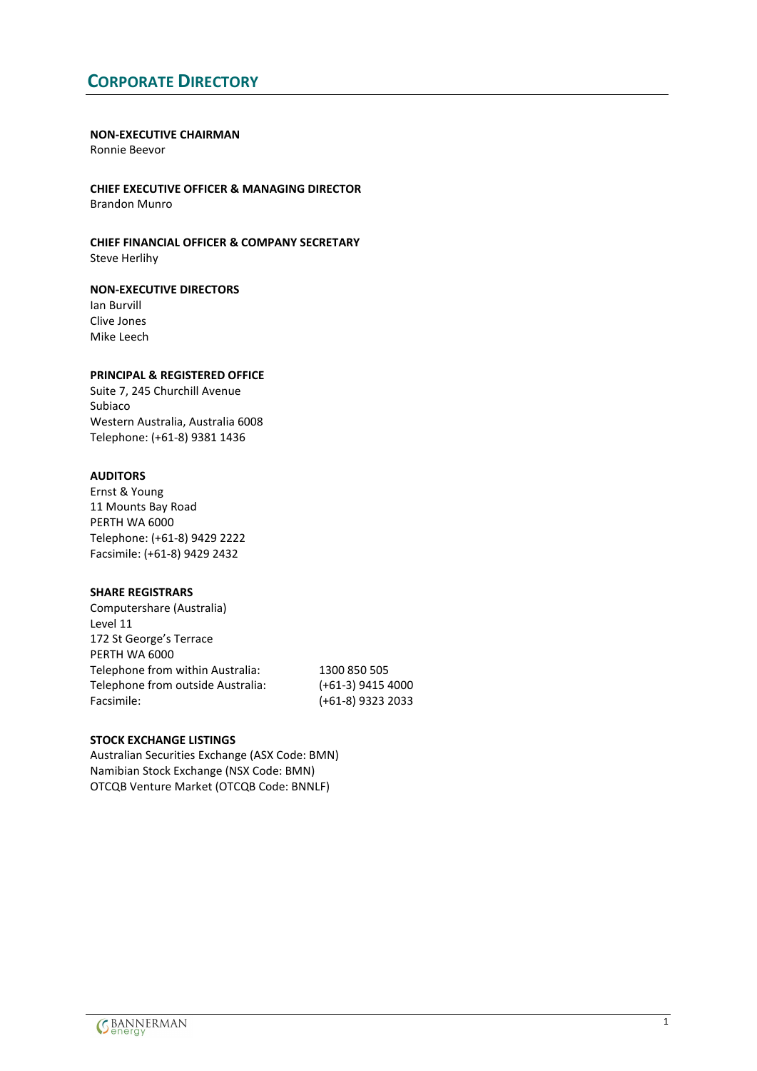# CORPORATE DIRECTORY

**NON-EXECUTIVE CHAIRMAN**
Ronnie Beevor

**CHIEF EXECUTIVE OFFICER & MANAGING DIRECTOR**
Brandon Munro

**CHIEF FINANCIAL OFFICER & COMPANY SECRETARY**
Steve Herlihy

**NON-EXECUTIVE DIRECTORS**
Ian Burvill
Clive Jones
Mike Leech

**PRINCIPAL & REGISTERED OFFICE**
Suite 7, 245 Churchill Avenue
Subiaco
Western Australia, Australia 6008
Telephone: (+61-8) 9381 1436

**AUDITORS**
Ernst & Young
11 Mounts Bay Road
PERTH WA 6000
Telephone: (+61-8) 9429 2222
Facsimile: (+61-8) 9429 2432

**SHARE REGISTRARS**
Computershare (Australia)
Level 11
172 St George's Terrace
PERTH WA 6000

| | |
|---|---|
| Telephone from within Australia: | 1300 850 505 |
| Telephone from outside Australia: | (+61-3) 9415 4000 |
| Facsimile: | (+61-8) 9323 2033 |

**STOCK EXCHANGE LISTINGS**
Australian Securities Exchange (ASX Code: BMN)
Namibian Stock Exchange (NSX Code: BMN)
OTCQB Venture Market (OTCQB Code: BNNLF)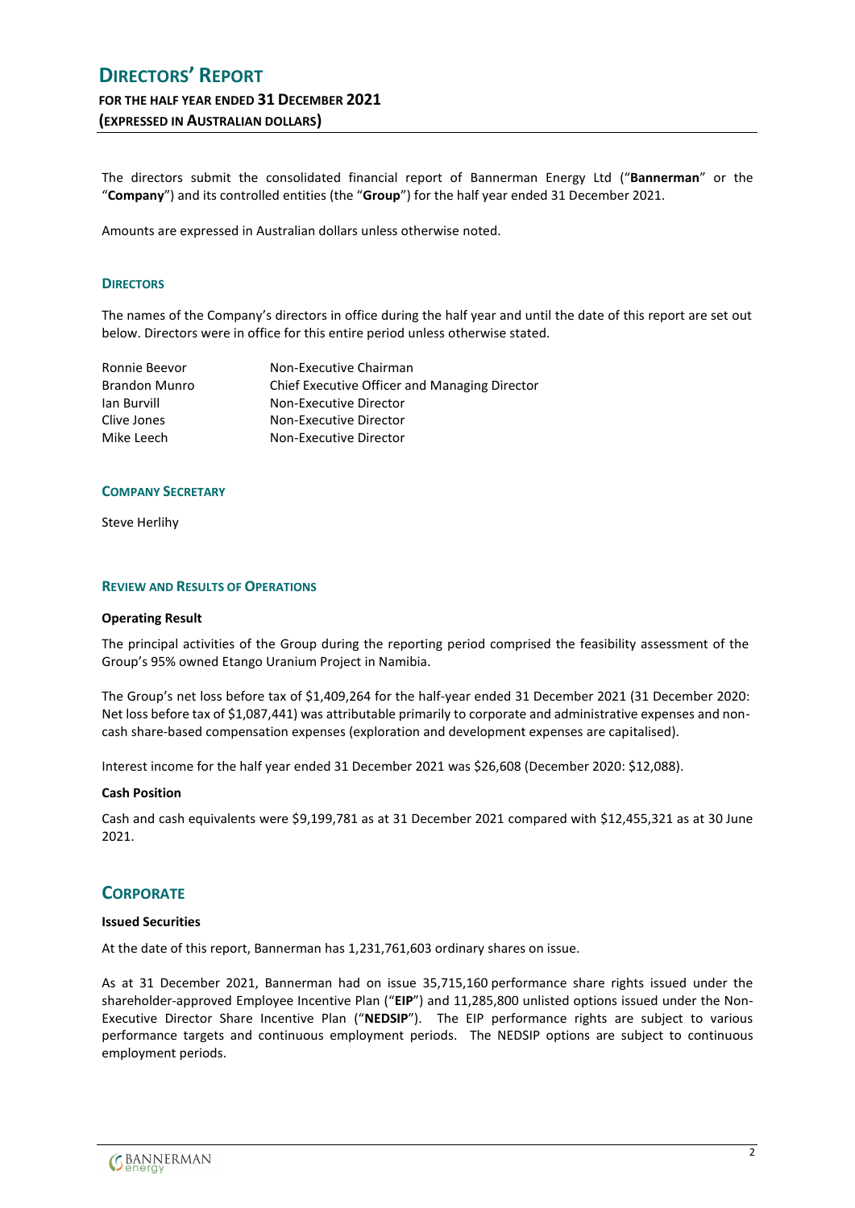# DIRECTORS' REPORT

**FOR THE HALF YEAR ENDED 31 DECEMBER 2021**

**(EXPRESSED IN AUSTRALIAN DOLLARS)**

The directors submit the consolidated financial report of Bannerman Energy Ltd ("**Bannerman**" or the "**Company**") and its controlled entities (the "**Group**") for the half year ended 31 December 2021.

Amounts are expressed in Australian dollars unless otherwise noted.

## DIRECTORS

The names of the Company's directors in office during the half year and until the date of this report are set out below. Directors were in office for this entire period unless otherwise stated.

| | |
|---|---|
| Ronnie Beevor | Non-Executive Chairman |
| Brandon Munro | Chief Executive Officer and Managing Director |
| Ian Burvill | Non-Executive Director |
| Clive Jones | Non-Executive Director |
| Mike Leech | Non-Executive Director |

## COMPANY SECRETARY

Steve Herlihy

## REVIEW AND RESULTS OF OPERATIONS

**Operating Result**

The principal activities of the Group during the reporting period comprised the feasibility assessment of the Group's 95% owned Etango Uranium Project in Namibia.

The Group's net loss before tax of $1,409,264 for the half-year ended 31 December 2021 (31 December 2020: Net loss before tax of $1,087,441) was attributable primarily to corporate and administrative expenses and non-cash share-based compensation expenses (exploration and development expenses are capitalised).

Interest income for the half year ended 31 December 2021 was $26,608 (December 2020: $12,088).

**Cash Position**

Cash and cash equivalents were $9,199,781 as at 31 December 2021 compared with $12,455,321 as at 30 June 2021.

# CORPORATE

**Issued Securities**

At the date of this report, Bannerman has 1,231,761,603 ordinary shares on issue.

As at 31 December 2021, Bannerman had on issue 35,715,160 performance share rights issued under the shareholder-approved Employee Incentive Plan ("**EIP**") and 11,285,800 unlisted options issued under the Non-Executive Director Share Incentive Plan ("**NEDSIP**"). The EIP performance rights are subject to various performance targets and continuous employment periods. The NEDSIP options are subject to continuous employment periods.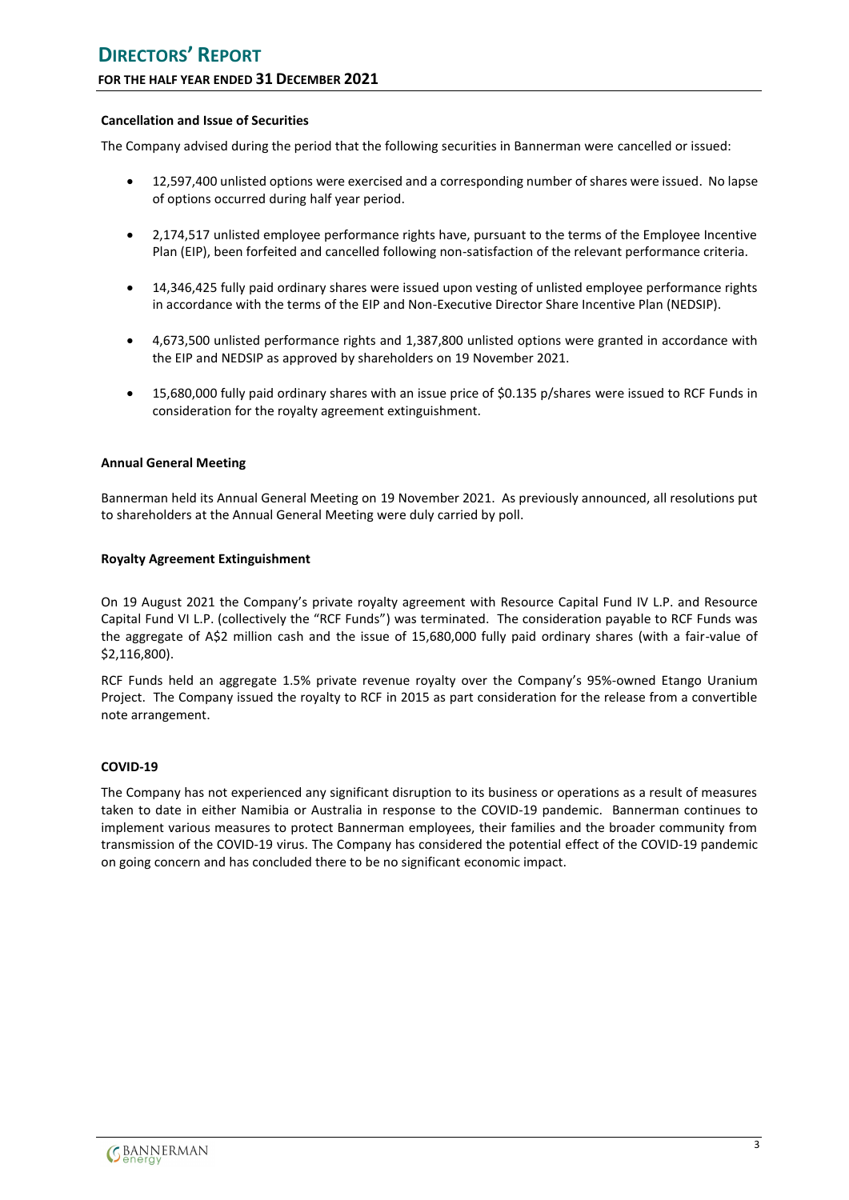**Cancellation and Issue of Securities**

The Company advised during the period that the following securities in Bannerman were cancelled or issued:

- 12,597,400 unlisted options were exercised and a corresponding number of shares were issued. No lapse of options occurred during half year period.
- 2,174,517 unlisted employee performance rights have, pursuant to the terms of the Employee Incentive Plan (EIP), been forfeited and cancelled following non-satisfaction of the relevant performance criteria.
- 14,346,425 fully paid ordinary shares were issued upon vesting of unlisted employee performance rights in accordance with the terms of the EIP and Non-Executive Director Share Incentive Plan (NEDSIP).
- 4,673,500 unlisted performance rights and 1,387,800 unlisted options were granted in accordance with the EIP and NEDSIP as approved by shareholders on 19 November 2021.
- 15,680,000 fully paid ordinary shares with an issue price of $0.135 p/shares were issued to RCF Funds in consideration for the royalty agreement extinguishment.

**Annual General Meeting**

Bannerman held its Annual General Meeting on 19 November 2021. As previously announced, all resolutions put to shareholders at the Annual General Meeting were duly carried by poll.

**Royalty Agreement Extinguishment**

On 19 August 2021 the Company's private royalty agreement with Resource Capital Fund IV L.P. and Resource Capital Fund VI L.P. (collectively the "RCF Funds") was terminated. The consideration payable to RCF Funds was the aggregate of A$2 million cash and the issue of 15,680,000 fully paid ordinary shares (with a fair-value of $2,116,800).

RCF Funds held an aggregate 1.5% private revenue royalty over the Company's 95%-owned Etango Uranium Project. The Company issued the royalty to RCF in 2015 as part consideration for the release from a convertible note arrangement.

**COVID-19**

The Company has not experienced any significant disruption to its business or operations as a result of measures taken to date in either Namibia or Australia in response to the COVID-19 pandemic. Bannerman continues to implement various measures to protect Bannerman employees, their families and the broader community from transmission of the COVID-19 virus. The Company has considered the potential effect of the COVID-19 pandemic on going concern and has concluded there to be no significant economic impact.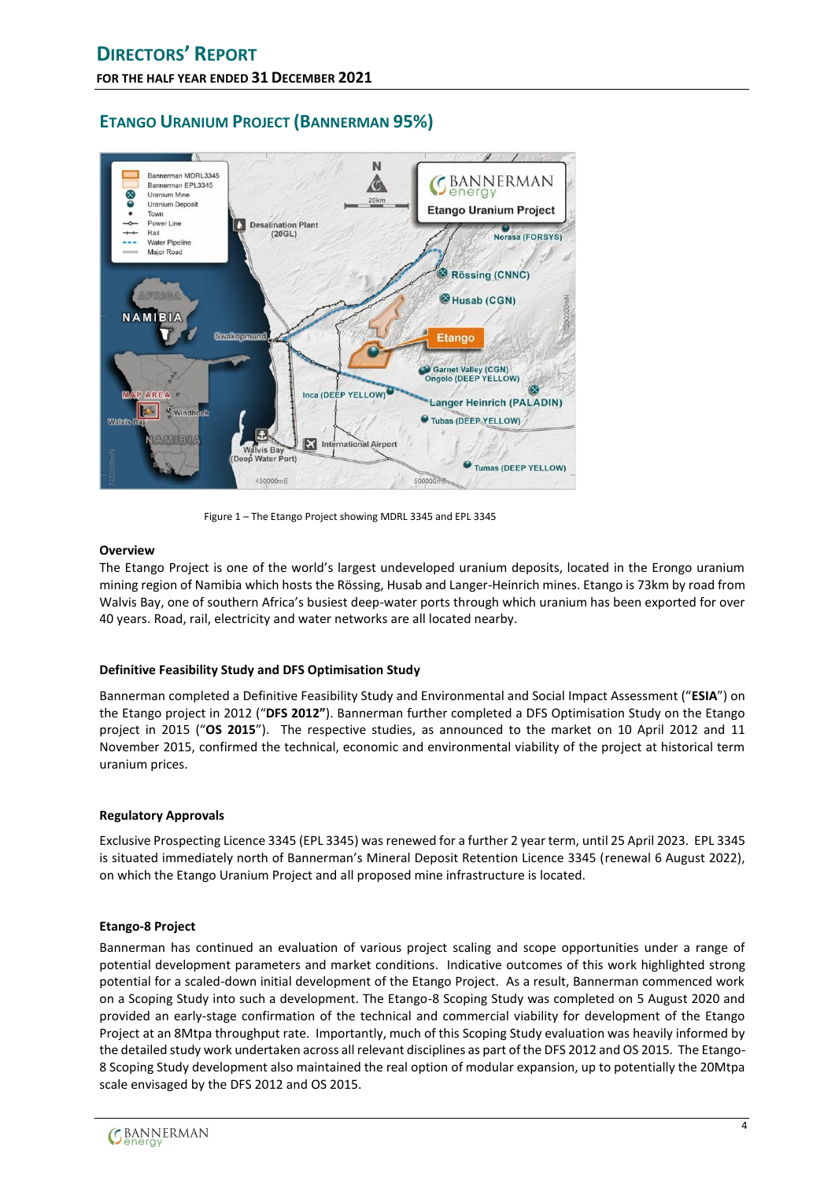## ETANGO URANIUM PROJECT (BANNERMAN 95%)

Figure 1 – The Etango Project showing MDRL 3345 and EPL 3345

### Overview

The Etango Project is one of the world's largest undeveloped uranium deposits, located in the Erongo uranium mining region of Namibia which hosts the Rössing, Husab and Langer-Heinrich mines. Etango is 73km by road from Walvis Bay, one of southern Africa's busiest deep-water ports through which uranium has been exported for over 40 years. Road, rail, electricity and water networks are all located nearby.

### Definitive Feasibility Study and DFS Optimisation Study

Bannerman completed a Definitive Feasibility Study and Environmental and Social Impact Assessment ("**ESIA**") on the Etango project in 2012 ("**DFS 2012"**). Bannerman further completed a DFS Optimisation Study on the Etango project in 2015 ("**OS 2015**"). The respective studies, as announced to the market on 10 April 2012 and 11 November 2015, confirmed the technical, economic and environmental viability of the project at historical term uranium prices.

### Regulatory Approvals

Exclusive Prospecting Licence 3345 (EPL 3345) was renewed for a further 2 year term, until 25 April 2023. EPL 3345 is situated immediately north of Bannerman's Mineral Deposit Retention Licence 3345 (renewal 6 August 2022), on which the Etango Uranium Project and all proposed mine infrastructure is located.

### Etango-8 Project

Bannerman has continued an evaluation of various project scaling and scope opportunities under a range of potential development parameters and market conditions. Indicative outcomes of this work highlighted strong potential for a scaled-down initial development of the Etango Project. As a result, Bannerman commenced work on a Scoping Study into such a development. The Etango-8 Scoping Study was completed on 5 August 2020 and provided an early-stage confirmation of the technical and commercial viability for development of the Etango Project at an 8Mtpa throughput rate. Importantly, much of this Scoping Study evaluation was heavily informed by the detailed study work undertaken across all relevant disciplines as part of the DFS 2012 and OS 2015. The Etango-8 Scoping Study development also maintained the real option of modular expansion, up to potentially the 20Mtpa scale envisaged by the DFS 2012 and OS 2015.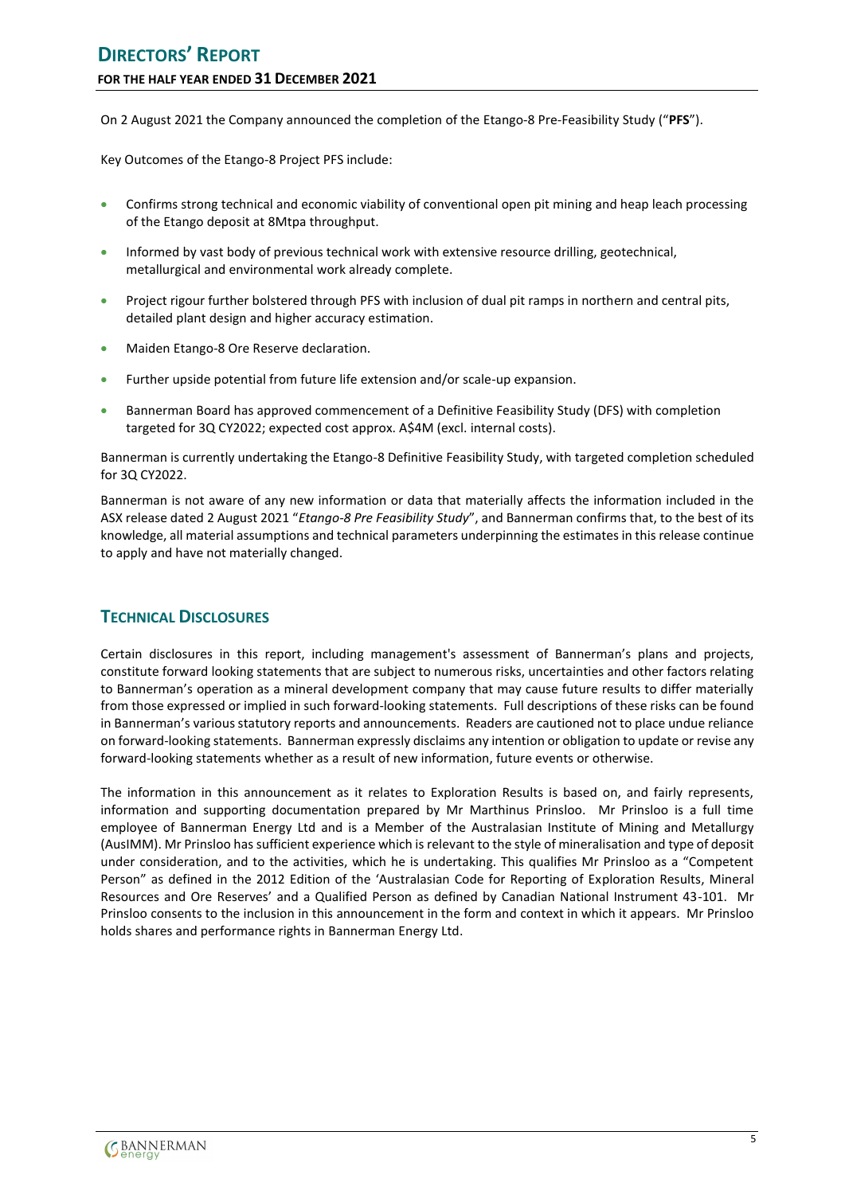On 2 August 2021 the Company announced the completion of the Etango-8 Pre-Feasibility Study ("**PFS**").

Key Outcomes of the Etango-8 Project PFS include:

- Confirms strong technical and economic viability of conventional open pit mining and heap leach processing of the Etango deposit at 8Mtpa throughput.
- Informed by vast body of previous technical work with extensive resource drilling, geotechnical, metallurgical and environmental work already complete.
- Project rigour further bolstered through PFS with inclusion of dual pit ramps in northern and central pits, detailed plant design and higher accuracy estimation.
- Maiden Etango-8 Ore Reserve declaration.
- Further upside potential from future life extension and/or scale-up expansion.
- Bannerman Board has approved commencement of a Definitive Feasibility Study (DFS) with completion targeted for 3Q CY2022; expected cost approx. A$4M (excl. internal costs).

Bannerman is currently undertaking the Etango-8 Definitive Feasibility Study, with targeted completion scheduled for 3Q CY2022.

Bannerman is not aware of any new information or data that materially affects the information included in the ASX release dated 2 August 2021 "*Etango-8 Pre Feasibility Study*", and Bannerman confirms that, to the best of its knowledge, all material assumptions and technical parameters underpinning the estimates in this release continue to apply and have not materially changed.

## Technical Disclosures

Certain disclosures in this report, including management's assessment of Bannerman's plans and projects, constitute forward looking statements that are subject to numerous risks, uncertainties and other factors relating to Bannerman's operation as a mineral development company that may cause future results to differ materially from those expressed or implied in such forward-looking statements. Full descriptions of these risks can be found in Bannerman's various statutory reports and announcements. Readers are cautioned not to place undue reliance on forward-looking statements. Bannerman expressly disclaims any intention or obligation to update or revise any forward-looking statements whether as a result of new information, future events or otherwise.

The information in this announcement as it relates to Exploration Results is based on, and fairly represents, information and supporting documentation prepared by Mr Marthinus Prinsloo. Mr Prinsloo is a full time employee of Bannerman Energy Ltd and is a Member of the Australasian Institute of Mining and Metallurgy (AusIMM). Mr Prinsloo has sufficient experience which is relevant to the style of mineralisation and type of deposit under consideration, and to the activities, which he is undertaking. This qualifies Mr Prinsloo as a "Competent Person" as defined in the 2012 Edition of the 'Australasian Code for Reporting of Exploration Results, Mineral Resources and Ore Reserves' and a Qualified Person as defined by Canadian National Instrument 43-101. Mr Prinsloo consents to the inclusion in this announcement in the form and context in which it appears. Mr Prinsloo holds shares and performance rights in Bannerman Energy Ltd.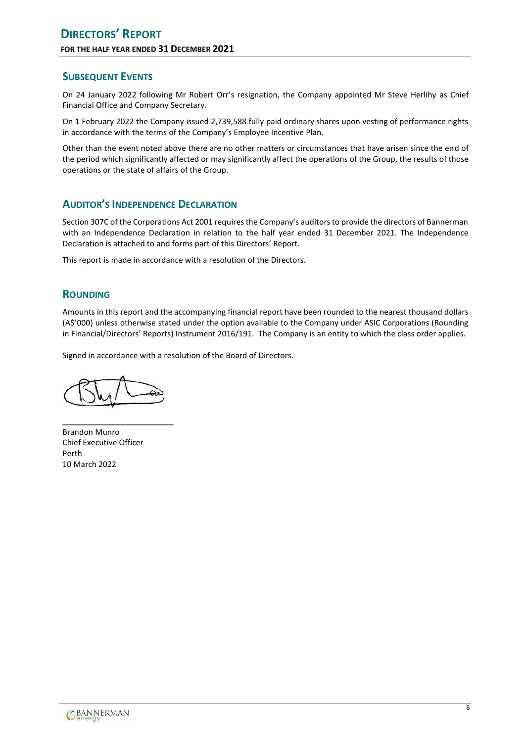# DIRECTORS' REPORT

**FOR THE HALF YEAR ENDED 31 DECEMBER 2021**

## SUBSEQUENT EVENTS

On 24 January 2022 following Mr Robert Orr's resignation, the Company appointed Mr Steve Herlihy as Chief Financial Office and Company Secretary.

On 1 February 2022 the Company issued 2,739,588 fully paid ordinary shares upon vesting of performance rights in accordance with the terms of the Company's Employee Incentive Plan.

Other than the event noted above there are no other matters or circumstances that have arisen since the end of the period which significantly affected or may significantly affect the operations of the Group, the results of those operations or the state of affairs of the Group.

## AUDITOR'S INDEPENDENCE DECLARATION

Section 307C of the Corporations Act 2001 requires the Company's auditors to provide the directors of Bannerman with an Independence Declaration in relation to the half year ended 31 December 2021. The Independence Declaration is attached to and forms part of this Directors' Report.

This report is made in accordance with a resolution of the Directors.

## ROUNDING

Amounts in this report and the accompanying financial report have been rounded to the nearest thousand dollars (A$'000) unless otherwise stated under the option available to the Company under ASIC Corporations (Rounding in Financial/Directors' Reports) Instrument 2016/191. The Company is an entity to which the class order applies.

Signed in accordance with a resolution of the Board of Directors.

\_\_\_\_\_\_\_\_\_\_\_\_\_\_\_\_\_\_\_\_\_\_\_\_\_\_

Brandon Munro
Chief Executive Officer
Perth
10 March 2022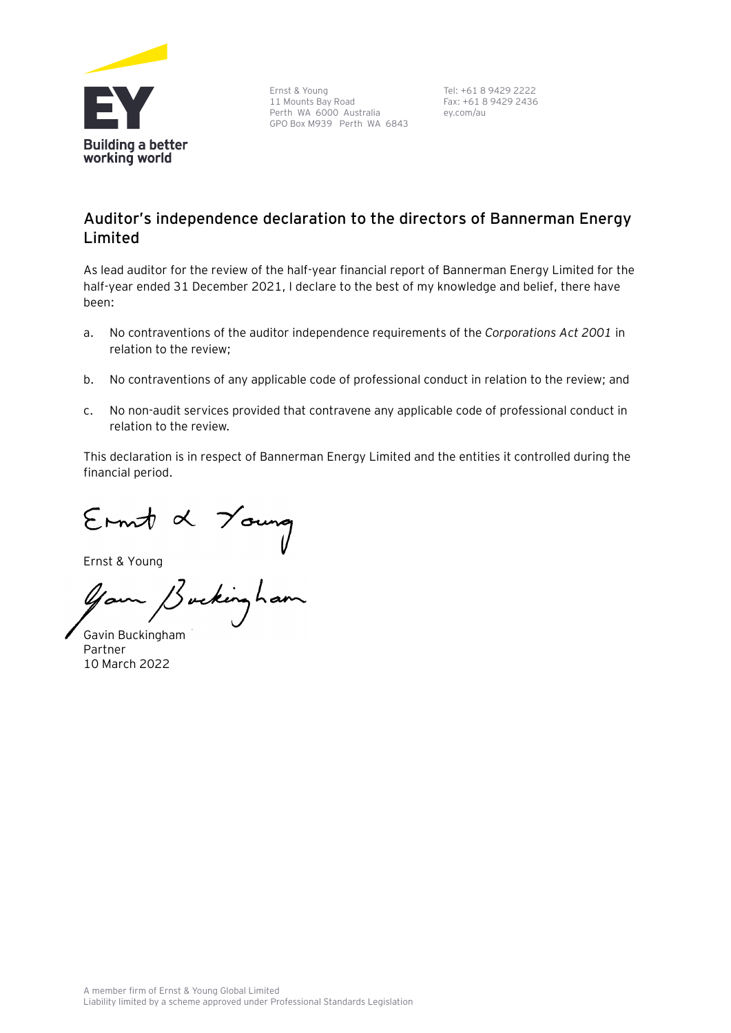Ernst & Young
11 Mounts Bay Road
Perth WA 6000 Australia
GPO Box M939 Perth WA 6843

Tel: +61 8 9429 2222
Fax: +61 8 9429 2436
ey.com/au

## Auditor's independence declaration to the directors of Bannerman Energy Limited

As lead auditor for the review of the half-year financial report of Bannerman Energy Limited for the half-year ended 31 December 2021, I declare to the best of my knowledge and belief, there have been:

a. No contraventions of the auditor independence requirements of the *Corporations Act 2001* in relation to the review;

b. No contraventions of any applicable code of professional conduct in relation to the review; and

c. No non-audit services provided that contravene any applicable code of professional conduct in relation to the review.

This declaration is in respect of Bannerman Energy Limited and the entities it controlled during the financial period.

Ernst & Young

Gavin Buckingham
Partner
10 March 2022

A member firm of Ernst & Young Global Limited
Liability limited by a scheme approved under Professional Standards Legislation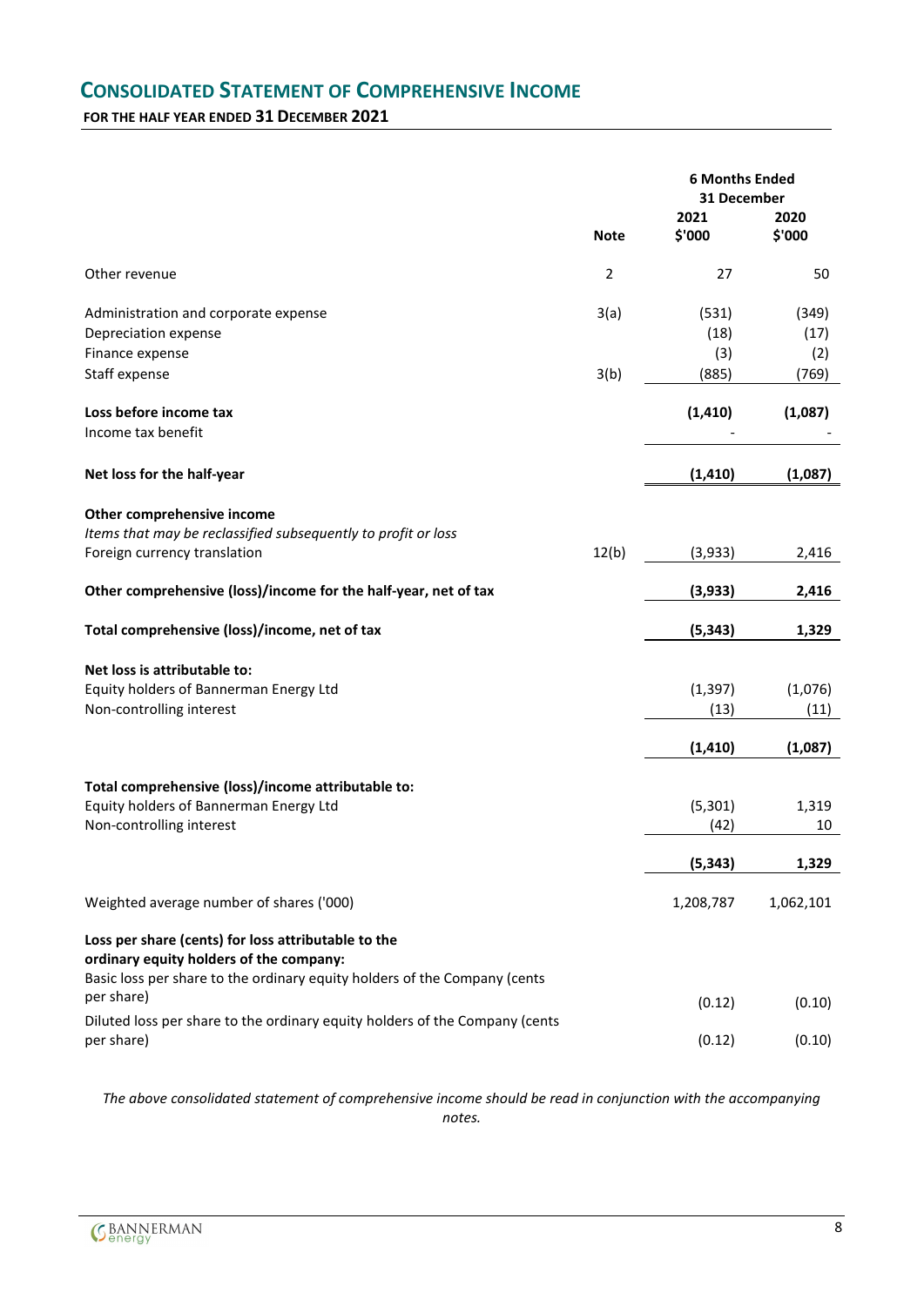# CONSOLIDATED STATEMENT OF COMPREHENSIVE INCOME

**FOR THE HALF YEAR ENDED 31 DECEMBER 2021**

| | Note | 6 Months Ended 31 December 2021 $'000 | 2020 $'000 |
|---|---|---|---|
| Other revenue | 2 | 27 | 50 |
| Administration and corporate expense | 3(a) | (531) | (349) |
| Depreciation expense | | (18) | (17) |
| Finance expense | | (3) | (2) |
| Staff expense | 3(b) | (885) | (769) |
| **Loss before income tax** | | **(1,410)** | **(1,087)** |
| Income tax benefit | | - | - |
| **Net loss for the half-year** | | **(1,410)** | **(1,087)** |
| **Other comprehensive income** | | | |
| *Items that may be reclassified subsequently to profit or loss* | | | |
| Foreign currency translation | 12(b) | (3,933) | 2,416 |
| **Other comprehensive (loss)/income for the half-year, net of tax** | | **(3,933)** | **2,416** |
| **Total comprehensive (loss)/income, net of tax** | | **(5,343)** | **1,329** |
| **Net loss is attributable to:** | | | |
| Equity holders of Bannerman Energy Ltd | | (1,397) | (1,076) |
| Non-controlling interest | | (13) | (11) |
| | | **(1,410)** | **(1,087)** |
| **Total comprehensive (loss)/income attributable to:** | | | |
| Equity holders of Bannerman Energy Ltd | | (5,301) | 1,319 |
| Non-controlling interest | | (42) | 10 |
| | | **(5,343)** | **1,329** |
| Weighted average number of shares ('000) | | 1,208,787 | 1,062,101 |
| **Loss per share (cents) for loss attributable to the ordinary equity holders of the company:** | | | |
| Basic loss per share to the ordinary equity holders of the Company (cents per share) | | (0.12) | (0.10) |
| Diluted loss per share to the ordinary equity holders of the Company (cents per share) | | (0.12) | (0.10) |

*The above consolidated statement of comprehensive income should be read in conjunction with the accompanying notes.*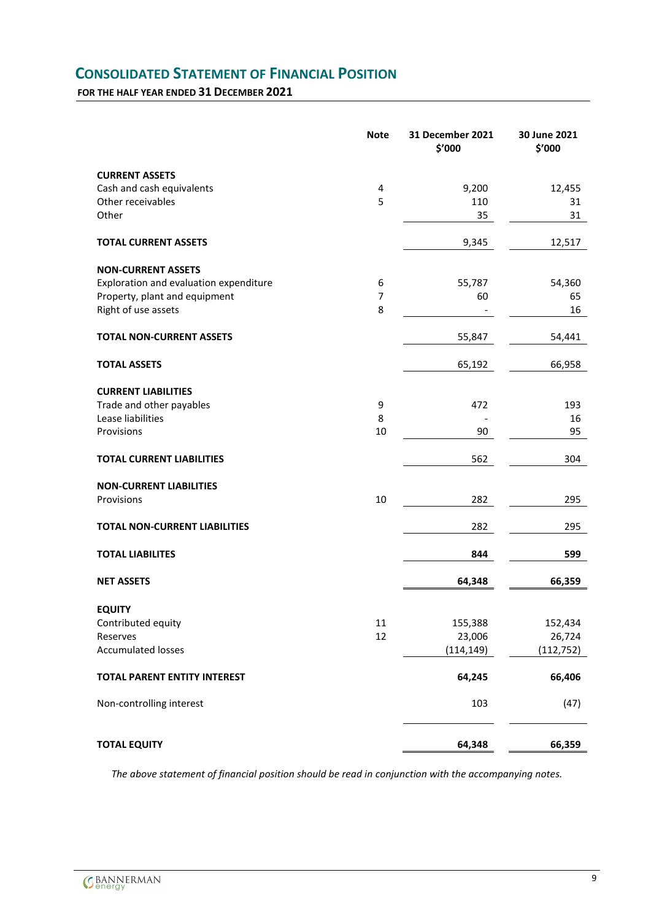## CONSOLIDATED STATEMENT OF FINANCIAL POSITION

**FOR THE HALF YEAR ENDED 31 DECEMBER 2021**

| | Note | 31 December 2021 $'000 | 30 June 2021 $'000 |
|---|---|---|---|
| **CURRENT ASSETS** | | | |
| Cash and cash equivalents | 4 | 9,200 | 12,455 |
| Other receivables | 5 | 110 | 31 |
| Other | | 35 | 31 |
| **TOTAL CURRENT ASSETS** | | 9,345 | 12,517 |
| **NON-CURRENT ASSETS** | | | |
| Exploration and evaluation expenditure | 6 | 55,787 | 54,360 |
| Property, plant and equipment | 7 | 60 | 65 |
| Right of use assets | 8 | - | 16 |
| **TOTAL NON-CURRENT ASSETS** | | 55,847 | 54,441 |
| **TOTAL ASSETS** | | 65,192 | 66,958 |
| **CURRENT LIABILITIES** | | | |
| Trade and other payables | 9 | 472 | 193 |
| Lease liabilities | 8 | - | 16 |
| Provisions | 10 | 90 | 95 |
| **TOTAL CURRENT LIABILITIES** | | 562 | 304 |
| **NON-CURRENT LIABILITIES** | | | |
| Provisions | 10 | 282 | 295 |
| **TOTAL NON-CURRENT LIABILITIES** | | 282 | 295 |
| **TOTAL LIABILITES** | | **844** | **599** |
| **NET ASSETS** | | **64,348** | **66,359** |
| **EQUITY** | | | |
| Contributed equity | 11 | 155,388 | 152,434 |
| Reserves | 12 | 23,006 | 26,724 |
| Accumulated losses | | (114,149) | (112,752) |
| **TOTAL PARENT ENTITY INTEREST** | | **64,245** | **66,406** |
| Non-controlling interest | | 103 | (47) |
| **TOTAL EQUITY** | | **64,348** | **66,359** |

*The above statement of financial position should be read in conjunction with the accompanying notes.*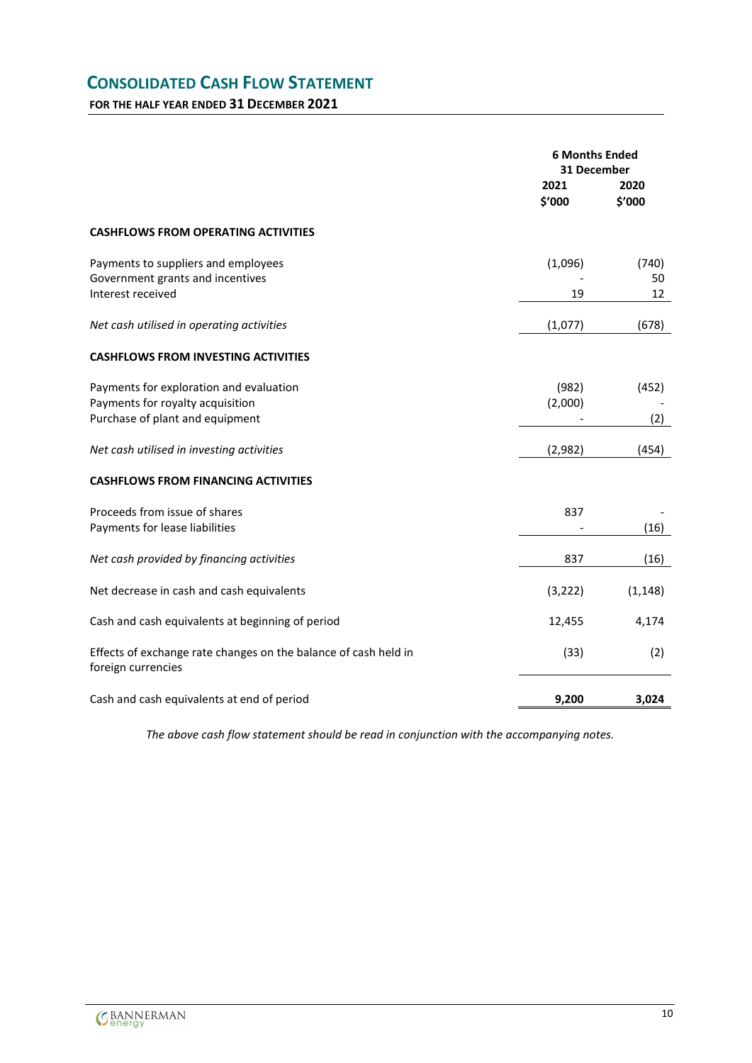# CONSOLIDATED CASH FLOW STATEMENT

**FOR THE HALF YEAR ENDED 31 DECEMBER 2021**

| | 6 Months Ended 31 December | |
|---|---|---|
| | 2021 $'000 | 2020 $'000 |
| **CASHFLOWS FROM OPERATING ACTIVITIES** | | |
| Payments to suppliers and employees | (1,096) | (740) |
| Government grants and incentives | - | 50 |
| Interest received | 19 | 12 |
| *Net cash utilised in operating activities* | (1,077) | (678) |
| **CASHFLOWS FROM INVESTING ACTIVITIES** | | |
| Payments for exploration and evaluation | (982) | (452) |
| Payments for royalty acquisition | (2,000) | - |
| Purchase of plant and equipment | - | (2) |
| *Net cash utilised in investing activities* | (2,982) | (454) |
| **CASHFLOWS FROM FINANCING ACTIVITIES** | | |
| Proceeds from issue of shares | 837 | - |
| Payments for lease liabilities | - | (16) |
| *Net cash provided by financing activities* | 837 | (16) |
| Net decrease in cash and cash equivalents | (3,222) | (1,148) |
| Cash and cash equivalents at beginning of period | 12,455 | 4,174 |
| Effects of exchange rate changes on the balance of cash held in foreign currencies | (33) | (2) |
| Cash and cash equivalents at end of period | **9,200** | **3,024** |

*The above cash flow statement should be read in conjunction with the accompanying notes.*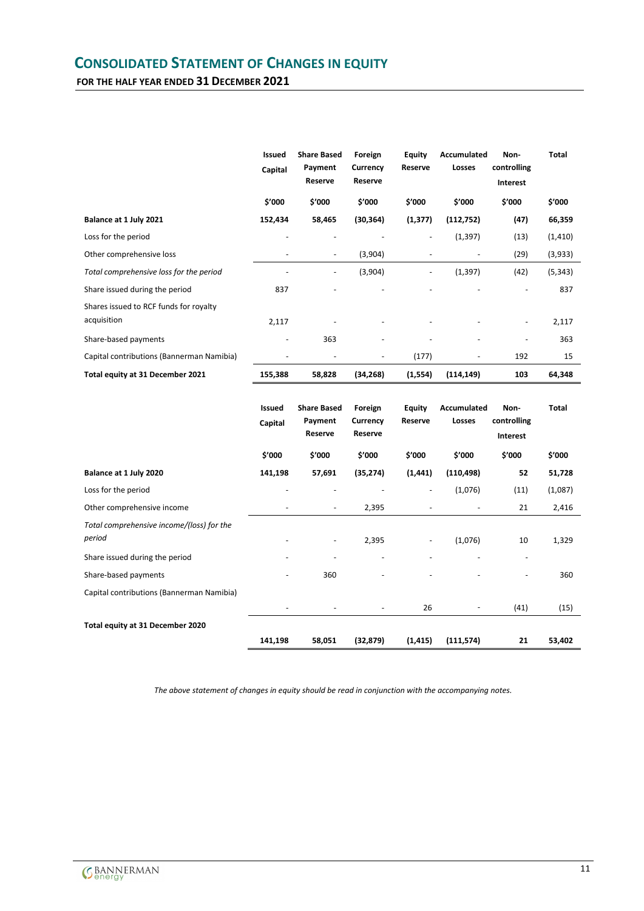# Consolidated Statement of Changes in Equity

**For the half year ended 31 December 2021**

| | Issued Capital | Share Based Payment Reserve | Foreign Currency Reserve | Equity Reserve | Accumulated Losses | Non-controlling Interest | Total |
|---|---|---|---|---|---|---|---|
| | $'000 | $'000 | $'000 | $'000 | $'000 | $'000 | $'000 |
| **Balance at 1 July 2021** | **152,434** | **58,465** | **(30,364)** | **(1,377)** | **(112,752)** | **(47)** | **66,359** |
| Loss for the period | - | - | - | - | (1,397) | (13) | (1,410) |
| Other comprehensive loss | - | - | (3,904) | - | - | (29) | (3,933) |
| *Total comprehensive loss for the period* | - | - | (3,904) | - | (1,397) | (42) | (5,343) |
| Share issued during the period | 837 | - | - | - | - | - | 837 |
| Shares issued to RCF funds for royalty acquisition | 2,117 | - | - | - | - | - | 2,117 |
| Share-based payments | - | 363 | - | - | - | - | 363 |
| Capital contributions (Bannerman Namibia) | - | - | - | (177) | - | 192 | 15 |
| **Total equity at 31 December 2021** | **155,388** | **58,828** | **(34,268)** | **(1,554)** | **(114,149)** | **103** | **64,348** |

| | Issued Capital | Share Based Payment Reserve | Foreign Currency Reserve | Equity Reserve | Accumulated Losses | Non-controlling Interest | Total |
|---|---|---|---|---|---|---|---|
| | $'000 | $'000 | $'000 | $'000 | $'000 | $'000 | $'000 |
| **Balance at 1 July 2020** | **141,198** | **57,691** | **(35,274)** | **(1,441)** | **(110,498)** | **52** | **51,728** |
| Loss for the period | - | - | - | - | (1,076) | (11) | (1,087) |
| Other comprehensive income | - | - | 2,395 | - | - | 21 | 2,416 |
| *Total comprehensive income/(loss) for the period* | - | - | 2,395 | - | (1,076) | 10 | 1,329 |
| Share issued during the period | - | - | - | - | - | - | |
| Share-based payments | - | 360 | - | - | - | - | 360 |
| Capital contributions (Bannerman Namibia) | - | - | - | 26 | - | (41) | (15) |
| **Total equity at 31 December 2020** | **141,198** | **58,051** | **(32,879)** | **(1,415)** | **(111,574)** | **21** | **53,402** |

*The above statement of changes in equity should be read in conjunction with the accompanying notes.*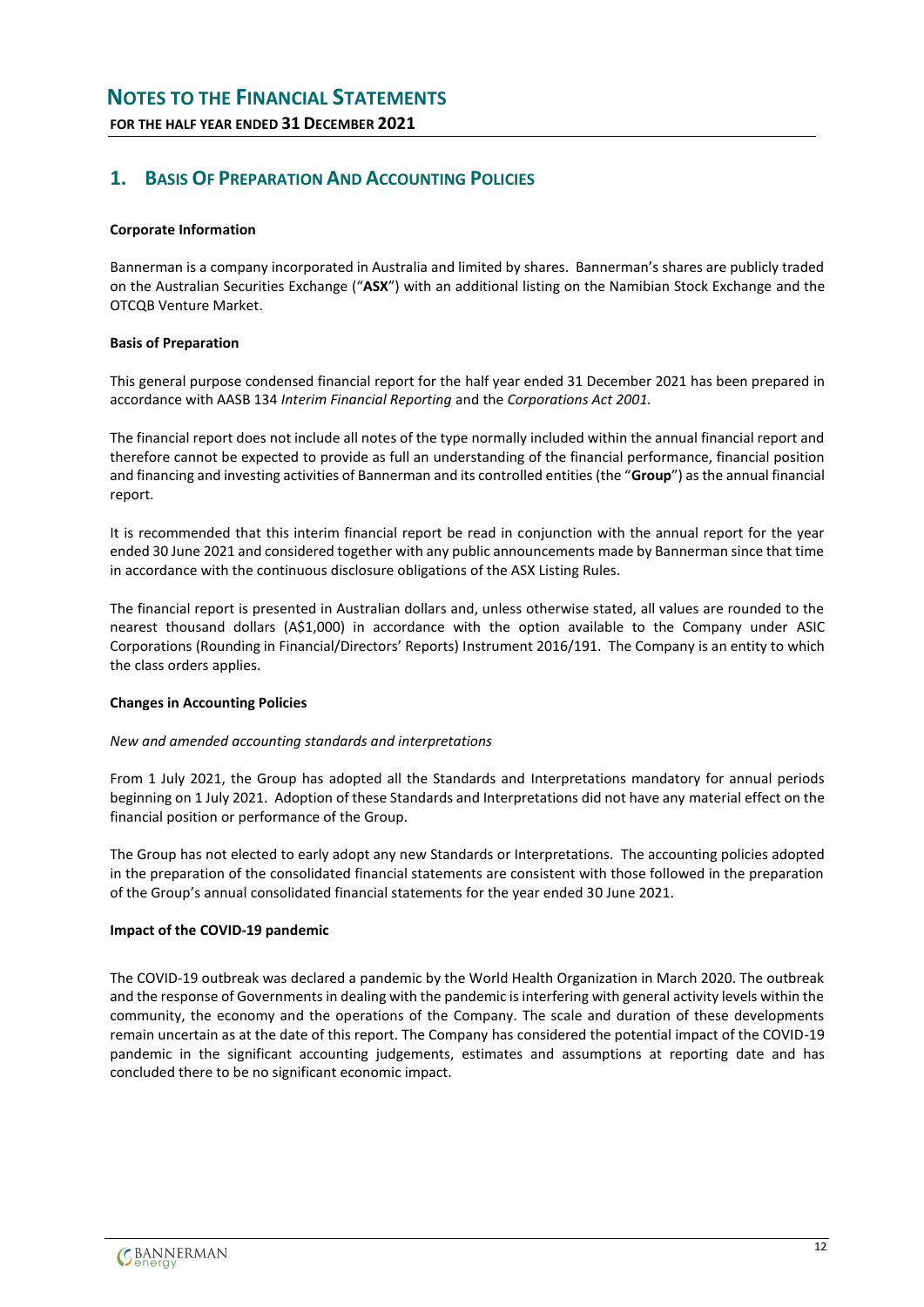# NOTES TO THE FINANCIAL STATEMENTS

**FOR THE HALF YEAR ENDED 31 DECEMBER 2021**

## 1. BASIS OF PREPARATION AND ACCOUNTING POLICIES

**Corporate Information**

Bannerman is a company incorporated in Australia and limited by shares. Bannerman's shares are publicly traded on the Australian Securities Exchange ("**ASX**") with an additional listing on the Namibian Stock Exchange and the OTCQB Venture Market.

**Basis of Preparation**

This general purpose condensed financial report for the half year ended 31 December 2021 has been prepared in accordance with AASB 134 *Interim Financial Reporting* and the *Corporations Act 2001.*

The financial report does not include all notes of the type normally included within the annual financial report and therefore cannot be expected to provide as full an understanding of the financial performance, financial position and financing and investing activities of Bannerman and its controlled entities (the "**Group**") as the annual financial report.

It is recommended that this interim financial report be read in conjunction with the annual report for the year ended 30 June 2021 and considered together with any public announcements made by Bannerman since that time in accordance with the continuous disclosure obligations of the ASX Listing Rules.

The financial report is presented in Australian dollars and, unless otherwise stated, all values are rounded to the nearest thousand dollars (A$1,000) in accordance with the option available to the Company under ASIC Corporations (Rounding in Financial/Directors' Reports) Instrument 2016/191. The Company is an entity to which the class orders applies.

**Changes in Accounting Policies**

*New and amended accounting standards and interpretations*

From 1 July 2021, the Group has adopted all the Standards and Interpretations mandatory for annual periods beginning on 1 July 2021. Adoption of these Standards and Interpretations did not have any material effect on the financial position or performance of the Group.

The Group has not elected to early adopt any new Standards or Interpretations. The accounting policies adopted in the preparation of the consolidated financial statements are consistent with those followed in the preparation of the Group's annual consolidated financial statements for the year ended 30 June 2021.

**Impact of the COVID-19 pandemic**

The COVID-19 outbreak was declared a pandemic by the World Health Organization in March 2020. The outbreak and the response of Governments in dealing with the pandemic is interfering with general activity levels within the community, the economy and the operations of the Company. The scale and duration of these developments remain uncertain as at the date of this report. The Company has considered the potential impact of the COVID-19 pandemic in the significant accounting judgements, estimates and assumptions at reporting date and has concluded there to be no significant economic impact.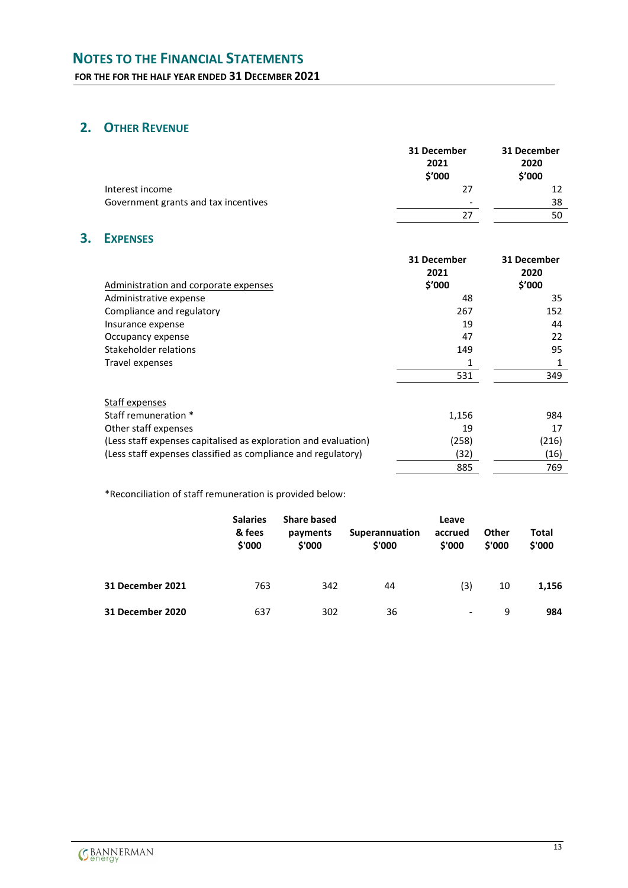# NOTES TO THE FINANCIAL STATEMENTS

**FOR THE FOR THE HALF YEAR ENDED 31 DECEMBER 2021**

## 2. OTHER REVENUE

| | 31 December 2021 $'000 | 31 December 2020 $'000 |
|---|---|---|
| Interest income | 27 | 12 |
| Government grants and tax incentives | - | 38 |
| | 27 | 50 |

## 3. EXPENSES

| Administration and corporate expenses | 31 December 2021 $'000 | 31 December 2020 $'000 |
|---|---|---|
| Administrative expense | 48 | 35 |
| Compliance and regulatory | 267 | 152 |
| Insurance expense | 19 | 44 |
| Occupancy expense | 47 | 22 |
| Stakeholder relations | 149 | 95 |
| Travel expenses | 1 | 1 |
| | 531 | 349 |

| Staff expenses | 31 December 2021 $'000 | 31 December 2020 $'000 |
|---|---|---|
| Staff remuneration * | 1,156 | 984 |
| Other staff expenses | 19 | 17 |
| (Less staff expenses capitalised as exploration and evaluation) | (258) | (216) |
| (Less staff expenses classified as compliance and regulatory) | (32) | (16) |
| | 885 | 769 |

*Reconciliation of staff remuneration is provided below:

| | Salaries & fees $'000 | Share based payments $'000 | Superannuation $'000 | Leave accrued $'000 | Other $'000 | Total $'000 |
|---|---|---|---|---|---|---|
| **31 December 2021** | 763 | 342 | 44 | (3) | 10 | **1,156** |
| **31 December 2020** | 637 | 302 | 36 | - | 9 | **984** |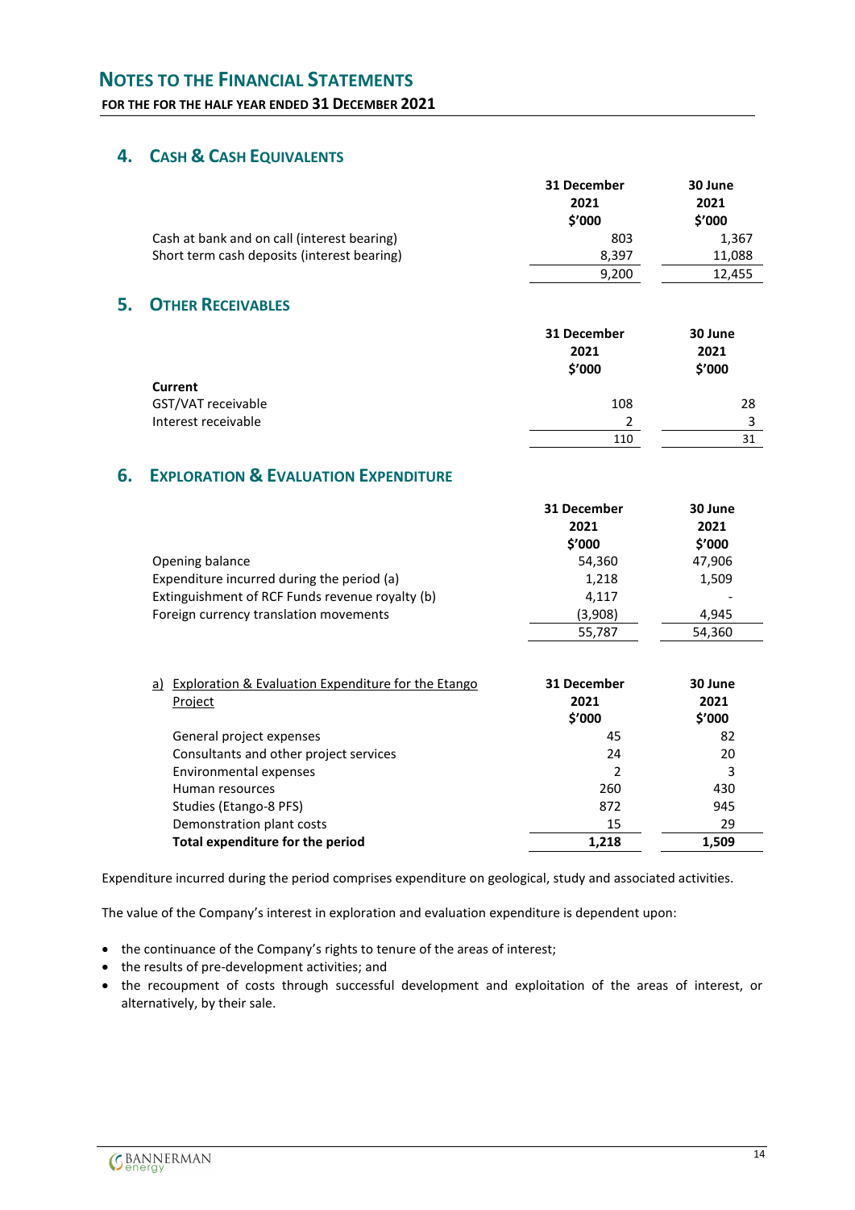# NOTES TO THE FINANCIAL STATEMENTS

**FOR THE FOR THE HALF YEAR ENDED 31 DECEMBER 2021**

## 4. CASH & CASH EQUIVALENTS

| | 31 December 2021 $'000 | 30 June 2021 $'000 |
|---|---|---|
| Cash at bank and on call (interest bearing) | 803 | 1,367 |
| Short term cash deposits (interest bearing) | 8,397 | 11,088 |
| | 9,200 | 12,455 |

## 5. OTHER RECEIVABLES

| | 31 December 2021 $'000 | 30 June 2021 $'000 |
|---|---|---|
| **Current** | | |
| GST/VAT receivable | 108 | 28 |
| Interest receivable | 2 | 3 |
| | 110 | 31 |

## 6. EXPLORATION & EVALUATION EXPENDITURE

| | 31 December 2021 $'000 | 30 June 2021 $'000 |
|---|---|---|
| Opening balance | 54,360 | 47,906 |
| Expenditure incurred during the period (a) | 1,218 | 1,509 |
| Extinguishment of RCF Funds revenue royalty (b) | 4,117 | - |
| Foreign currency translation movements | (3,908) | 4,945 |
| | 55,787 | 54,360 |

| a) Exploration & Evaluation Expenditure for the Etango Project | 31 December 2021 $'000 | 30 June 2021 $'000 |
|---|---|---|
| General project expenses | 45 | 82 |
| Consultants and other project services | 24 | 20 |
| Environmental expenses | 2 | 3 |
| Human resources | 260 | 430 |
| Studies (Etango-8 PFS) | 872 | 945 |
| Demonstration plant costs | 15 | 29 |
| **Total expenditure for the period** | **1,218** | **1,509** |

Expenditure incurred during the period comprises expenditure on geological, study and associated activities.

The value of the Company's interest in exploration and evaluation expenditure is dependent upon:

- the continuance of the Company's rights to tenure of the areas of interest;
- the results of pre-development activities; and
- the recoupment of costs through successful development and exploitation of the areas of interest, or alternatively, by their sale.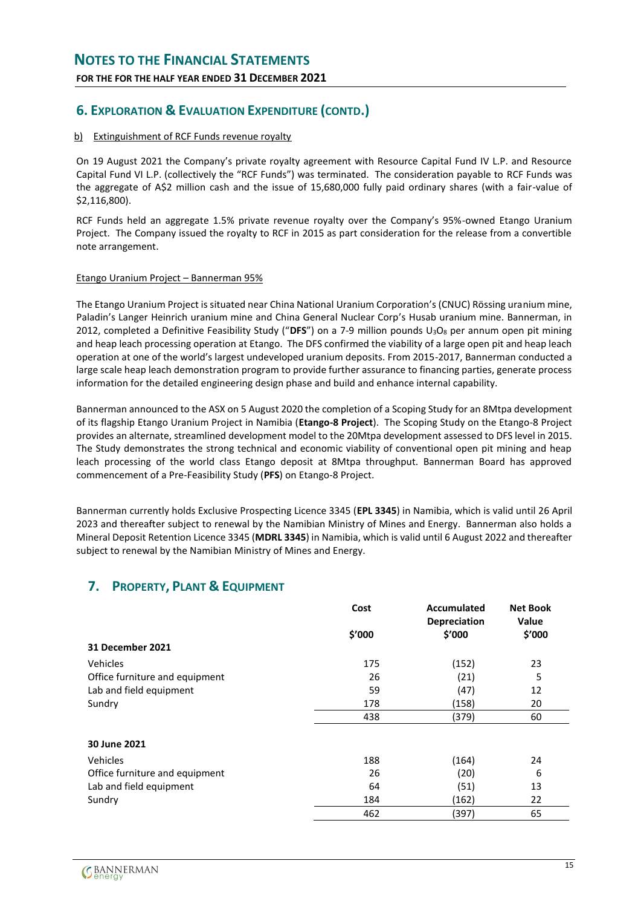## 6. EXPLORATION & EVALUATION EXPENDITURE (CONTD.)

b) Extinguishment of RCF Funds revenue royalty

On 19 August 2021 the Company's private royalty agreement with Resource Capital Fund IV L.P. and Resource Capital Fund VI L.P. (collectively the "RCF Funds") was terminated. The consideration payable to RCF Funds was the aggregate of A$2 million cash and the issue of 15,680,000 fully paid ordinary shares (with a fair-value of $2,116,800).

RCF Funds held an aggregate 1.5% private revenue royalty over the Company's 95%-owned Etango Uranium Project. The Company issued the royalty to RCF in 2015 as part consideration for the release from a convertible note arrangement.

Etango Uranium Project – Bannerman 95%

The Etango Uranium Project is situated near China National Uranium Corporation's (CNUC) Rössing uranium mine, Paladin's Langer Heinrich uranium mine and China General Nuclear Corp's Husab uranium mine. Bannerman, in 2012, completed a Definitive Feasibility Study ("**DFS**") on a 7-9 million pounds $U_3O_8$ per annum open pit mining and heap leach processing operation at Etango. The DFS confirmed the viability of a large open pit and heap leach operation at one of the world's largest undeveloped uranium deposits. From 2015-2017, Bannerman conducted a large scale heap leach demonstration program to provide further assurance to financing parties, generate process information for the detailed engineering design phase and build and enhance internal capability.

Bannerman announced to the ASX on 5 August 2020 the completion of a Scoping Study for an 8Mtpa development of its flagship Etango Uranium Project in Namibia (**Etango-8 Project**). The Scoping Study on the Etango-8 Project provides an alternate, streamlined development model to the 20Mtpa development assessed to DFS level in 2015. The Study demonstrates the strong technical and economic viability of conventional open pit mining and heap leach processing of the world class Etango deposit at 8Mtpa throughput. Bannerman Board has approved commencement of a Pre-Feasibility Study (**PFS**) on Etango-8 Project.

Bannerman currently holds Exclusive Prospecting Licence 3345 (**EPL 3345**) in Namibia, which is valid until 26 April 2023 and thereafter subject to renewal by the Namibian Ministry of Mines and Energy. Bannerman also holds a Mineral Deposit Retention Licence 3345 (**MDRL 3345**) in Namibia, which is valid until 6 August 2022 and thereafter subject to renewal by the Namibian Ministry of Mines and Energy.

## 7. PROPERTY, PLANT & EQUIPMENT

| | Cost<br>$'000 | Accumulated Depreciation<br>$'000 | Net Book Value<br>$'000 |
|---|---|---|---|
| **31 December 2021** | | | |
| Vehicles | 175 | (152) | 23 |
| Office furniture and equipment | 26 | (21) | 5 |
| Lab and field equipment | 59 | (47) | 12 |
| Sundry | 178 | (158) | 20 |
| | 438 | (379) | 60 |
| | | | |
| **30 June 2021** | | | |
| Vehicles | 188 | (164) | 24 |
| Office furniture and equipment | 26 | (20) | 6 |
| Lab and field equipment | 64 | (51) | 13 |
| Sundry | 184 | (162) | 22 |
| | 462 | (397) | 65 |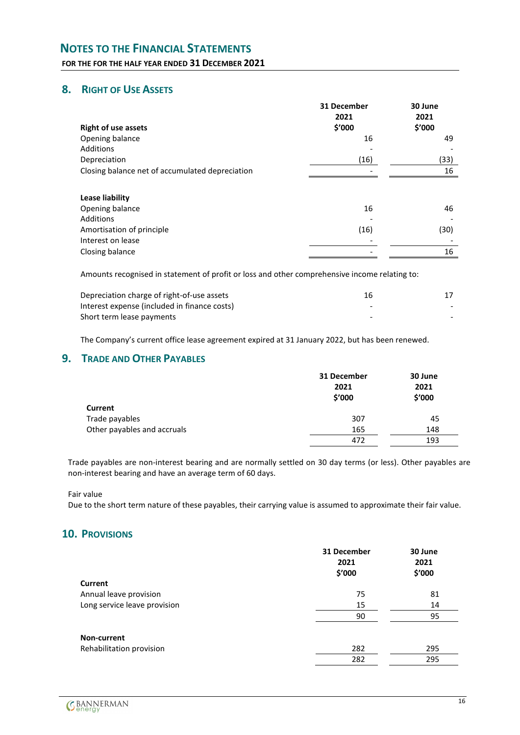# NOTES TO THE FINANCIAL STATEMENTS

**FOR THE FOR THE HALF YEAR ENDED 31 DECEMBER 2021**

## 8. RIGHT OF USE ASSETS

| | 31 December 2021 $'000 | 30 June 2021 $'000 |
|---|---|---|
| **Right of use assets** | | |
| Opening balance | 16 | 49 |
| Additions | - | - |
| Depreciation | (16) | (33) |
| Closing balance net of accumulated depreciation | - | 16 |
| | | |
| **Lease liability** | | |
| Opening balance | 16 | 46 |
| Additions | - | - |
| Amortisation of principle | (16) | (30) |
| Interest on lease | - | - |
| Closing balance | - | 16 |

Amounts recognised in statement of profit or loss and other comprehensive income relating to:

| | | |
|---|---|---|
| Depreciation charge of right-of-use assets | 16 | 17 |
| Interest expense (included in finance costs) | - | - |
| Short term lease payments | - | - |

The Company's current office lease agreement expired at 31 January 2022, but has been renewed.

## 9. TRADE AND OTHER PAYABLES

| | 31 December 2021 $'000 | 30 June 2021 $'000 |
|---|---|---|
| **Current** | | |
| Trade payables | 307 | 45 |
| Other payables and accruals | 165 | 148 |
| | 472 | 193 |

Trade payables are non-interest bearing and are normally settled on 30 day terms (or less). Other payables are non-interest bearing and have an average term of 60 days.

Fair value
Due to the short term nature of these payables, their carrying value is assumed to approximate their fair value.

## 10. PROVISIONS

| | 31 December 2021 $'000 | 30 June 2021 $'000 |
|---|---|---|
| **Current** | | |
| Annual leave provision | 75 | 81 |
| Long service leave provision | 15 | 14 |
| | 90 | 95 |
| | | |
| **Non-current** | | |
| Rehabilitation provision | 282 | 295 |
| | 282 | 295 |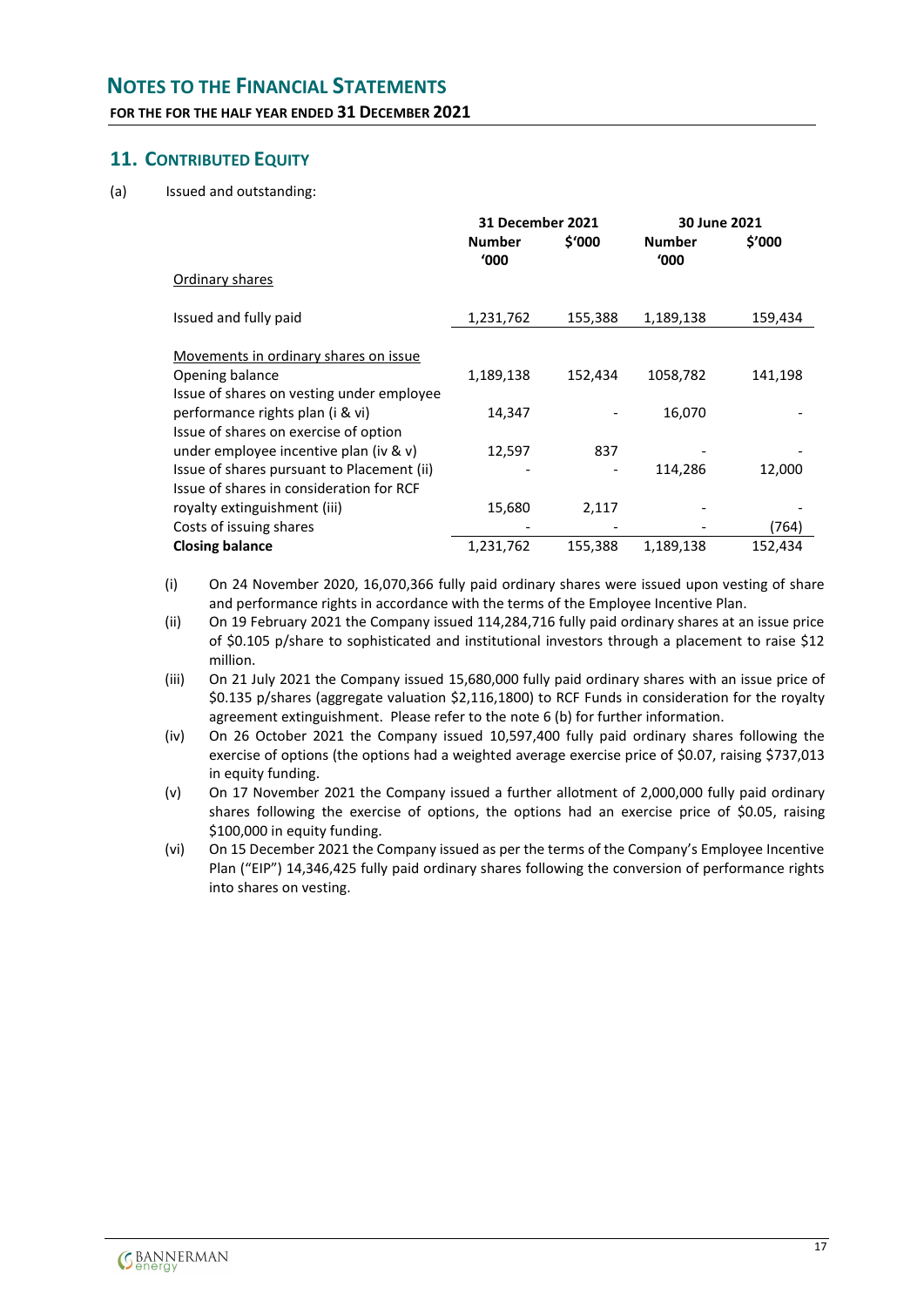# NOTES TO THE FINANCIAL STATEMENTS

**FOR THE FOR THE HALF YEAR ENDED 31 DECEMBER 2021**

## 11. CONTRIBUTED EQUITY

(a) Issued and outstanding:

| | 31 December 2021 | | 30 June 2021 | |
|---|---|---|---|---|
| | **Number '000** | **$'000** | **Number '000** | **$'000** |
| Ordinary shares | | | | |
| Issued and fully paid | 1,231,762 | 155,388 | 1,189,138 | 159,434 |
| Movements in ordinary shares on issue | | | | |
| Opening balance | 1,189,138 | 152,434 | 1058,782 | 141,198 |
| Issue of shares on vesting under employee performance rights plan (i & vi) | 14,347 | - | 16,070 | - |
| Issue of shares on exercise of option under employee incentive plan (iv & v) | 12,597 | 837 | - | - |
| Issue of shares pursuant to Placement (ii) | - | - | 114,286 | 12,000 |
| Issue of shares in consideration for RCF royalty extinguishment (iii) | 15,680 | 2,117 | - | - |
| Costs of issuing shares | - | - | - | (764) |
| **Closing balance** | 1,231,762 | 155,388 | 1,189,138 | 152,434 |

(i) On 24 November 2020, 16,070,366 fully paid ordinary shares were issued upon vesting of share and performance rights in accordance with the terms of the Employee Incentive Plan.

(ii) On 19 February 2021 the Company issued 114,284,716 fully paid ordinary shares at an issue price of $0.105 p/share to sophisticated and institutional investors through a placement to raise $12 million.

(iii) On 21 July 2021 the Company issued 15,680,000 fully paid ordinary shares with an issue price of $0.135 p/shares (aggregate valuation $2,116,1800) to RCF Funds in consideration for the royalty agreement extinguishment. Please refer to the note 6 (b) for further information.

(iv) On 26 October 2021 the Company issued 10,597,400 fully paid ordinary shares following the exercise of options (the options had a weighted average exercise price of $0.07, raising $737,013 in equity funding.

(v) On 17 November 2021 the Company issued a further allotment of 2,000,000 fully paid ordinary shares following the exercise of options, the options had an exercise price of $0.05, raising $100,000 in equity funding.

(vi) On 15 December 2021 the Company issued as per the terms of the Company's Employee Incentive Plan ("EIP") 14,346,425 fully paid ordinary shares following the conversion of performance rights into shares on vesting.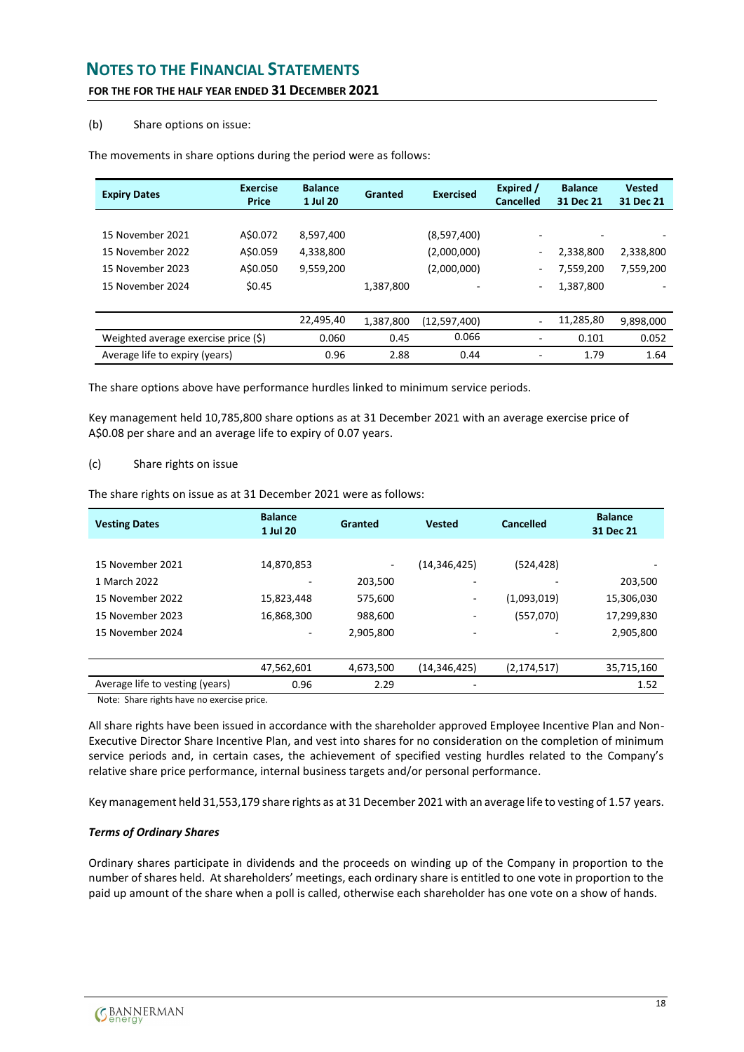# Notes to the Financial Statements

**FOR THE FOR THE HALF YEAR ENDED 31 DECEMBER 2021**

(b) Share options on issue:

The movements in share options during the period were as follows:

| Expiry Dates | Exercise Price | Balance 1 Jul 20 | Granted | Exercised | Expired / Cancelled | Balance 31 Dec 21 | Vested 31 Dec 21 |
|---|---|---|---|---|---|---|---|
| 15 November 2021 | A$0.072 | 8,597,400 | | (8,597,400) | - | - | - |
| 15 November 2022 | A$0.059 | 4,338,800 | | (2,000,000) | - | 2,338,800 | 2,338,800 |
| 15 November 2023 | A$0.050 | 9,559,200 | | (2,000,000) | - | 7,559,200 | 7,559,200 |
| 15 November 2024 | $0.45 | | 1,387,800 | - | - | 1,387,800 | - |
| | | 22,495,40 | 1,387,800 | (12,597,400) | - | 11,285,80 | 9,898,000 |
| Weighted average exercise price ($) | | 0.060 | 0.45 | 0.066 | - | 0.101 | 0.052 |
| Average life to expiry (years) | | 0.96 | 2.88 | 0.44 | - | 1.79 | 1.64 |

The share options above have performance hurdles linked to minimum service periods.

Key management held 10,785,800 share options as at 31 December 2021 with an average exercise price of A$0.08 per share and an average life to expiry of 0.07 years.

(c) Share rights on issue

The share rights on issue as at 31 December 2021 were as follows:

| Vesting Dates | Balance 1 Jul 20 | Granted | Vested | Cancelled | Balance 31 Dec 21 |
|---|---|---|---|---|---|
| 15 November 2021 | 14,870,853 | - | (14,346,425) | (524,428) | - |
| 1 March 2022 | - | 203,500 | - | - | 203,500 |
| 15 November 2022 | 15,823,448 | 575,600 | - | (1,093,019) | 15,306,030 |
| 15 November 2023 | 16,868,300 | 988,600 | - | (557,070) | 17,299,830 |
| 15 November 2024 | - | 2,905,800 | - | - | 2,905,800 |
| | 47,562,601 | 4,673,500 | (14,346,425) | (2,174,517) | 35,715,160 |
| Average life to vesting (years) | 0.96 | 2.29 | - | | 1.52 |

Note: Share rights have no exercise price.

All share rights have been issued in accordance with the shareholder approved Employee Incentive Plan and Non-Executive Director Share Incentive Plan, and vest into shares for no consideration on the completion of minimum service periods and, in certain cases, the achievement of specified vesting hurdles related to the Company's relative share price performance, internal business targets and/or personal performance.

Key management held 31,553,179 share rights as at 31 December 2021 with an average life to vesting of 1.57 years.

***Terms of Ordinary Shares***

Ordinary shares participate in dividends and the proceeds on winding up of the Company in proportion to the number of shares held. At shareholders' meetings, each ordinary share is entitled to one vote in proportion to the paid up amount of the share when a poll is called, otherwise each shareholder has one vote on a show of hands.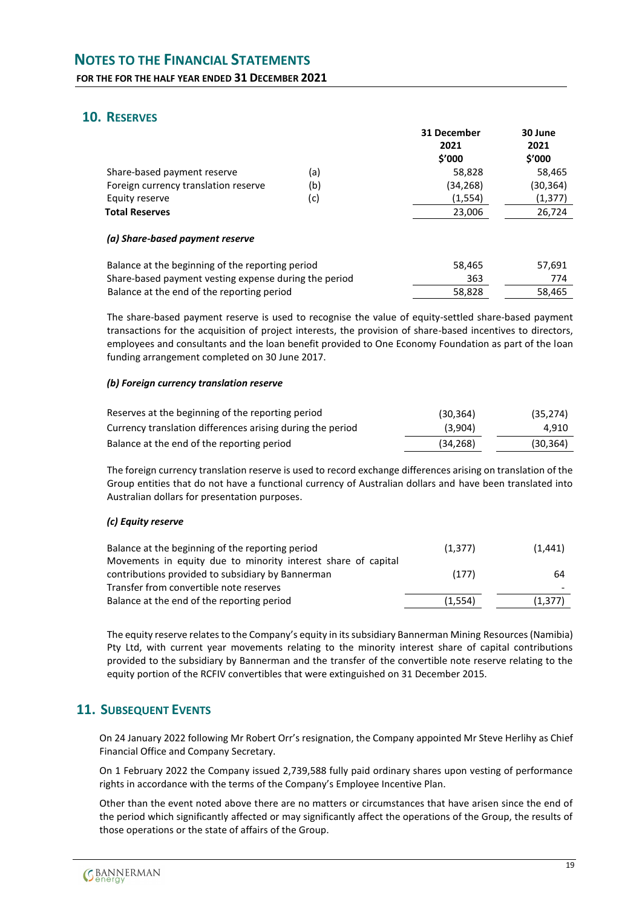# NOTES TO THE FINANCIAL STATEMENTS

**FOR THE FOR THE HALF YEAR ENDED 31 DECEMBER 2021**

## 10. RESERVES

| | | 31 December 2021 $'000 | 30 June 2021 $'000 |
|---|---|---|---|
| Share-based payment reserve | (a) | 58,828 | 58,465 |
| Foreign currency translation reserve | (b) | (34,268) | (30,364) |
| Equity reserve | (c) | (1,554) | (1,377) |
| **Total Reserves** | | 23,006 | 26,724 |

***(a) Share-based payment reserve***

| | | |
|---|---|---|
| Balance at the beginning of the reporting period | 58,465 | 57,691 |
| Share-based payment vesting expense during the period | 363 | 774 |
| Balance at the end of the reporting period | 58,828 | 58,465 |

The share-based payment reserve is used to recognise the value of equity-settled share-based payment transactions for the acquisition of project interests, the provision of share-based incentives to directors, employees and consultants and the loan benefit provided to One Economy Foundation as part of the loan funding arrangement completed on 30 June 2017.

***(b) Foreign currency translation reserve***

| | | |
|---|---|---|
| Reserves at the beginning of the reporting period | (30,364) | (35,274) |
| Currency translation differences arising during the period | (3,904) | 4,910 |
| Balance at the end of the reporting period | (34,268) | (30,364) |

The foreign currency translation reserve is used to record exchange differences arising on translation of the Group entities that do not have a functional currency of Australian dollars and have been translated into Australian dollars for presentation purposes.

***(c) Equity reserve***

| | | |
|---|---|---|
| Balance at the beginning of the reporting period | (1,377) | (1,441) |
| Movements in equity due to minority interest share of capital contributions provided to subsidiary by Bannerman | (177) | 64 |
| Transfer from convertible note reserves | | - |
| Balance at the end of the reporting period | (1,554) | (1,377) |

The equity reserve relates to the Company's equity in its subsidiary Bannerman Mining Resources (Namibia) Pty Ltd, with current year movements relating to the minority interest share of capital contributions provided to the subsidiary by Bannerman and the transfer of the convertible note reserve relating to the equity portion of the RCFIV convertibles that were extinguished on 31 December 2015.

## 11. SUBSEQUENT EVENTS

On 24 January 2022 following Mr Robert Orr's resignation, the Company appointed Mr Steve Herlihy as Chief Financial Office and Company Secretary.

On 1 February 2022 the Company issued 2,739,588 fully paid ordinary shares upon vesting of performance rights in accordance with the terms of the Company's Employee Incentive Plan.

Other than the event noted above there are no matters or circumstances that have arisen since the end of the period which significantly affected or may significantly affect the operations of the Group, the results of those operations or the state of affairs of the Group.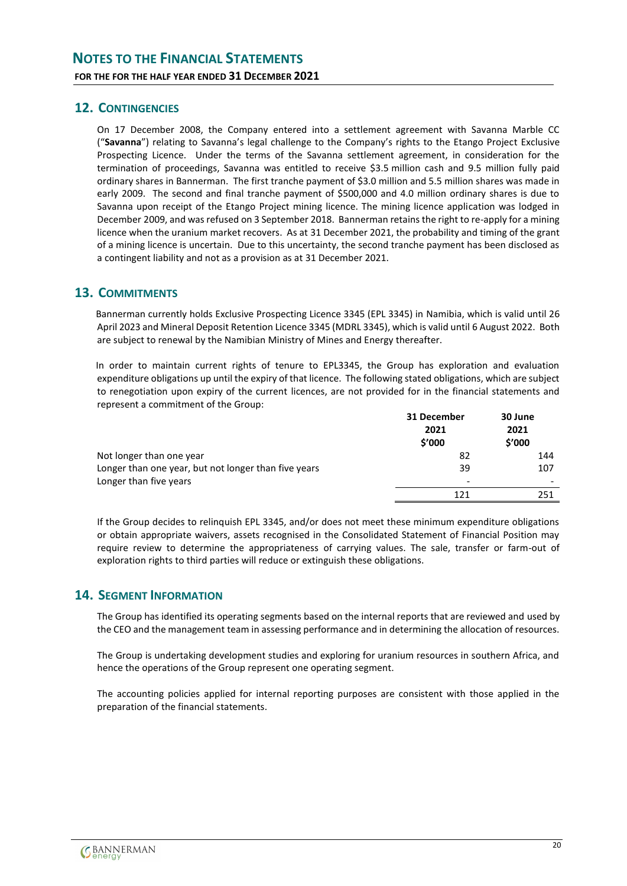# NOTES TO THE FINANCIAL STATEMENTS

**FOR THE FOR THE HALF YEAR ENDED 31 DECEMBER 2021**

## 12. CONTINGENCIES

On 17 December 2008, the Company entered into a settlement agreement with Savanna Marble CC ("**Savanna**") relating to Savanna's legal challenge to the Company's rights to the Etango Project Exclusive Prospecting Licence. Under the terms of the Savanna settlement agreement, in consideration for the termination of proceedings, Savanna was entitled to receive $3.5 million cash and 9.5 million fully paid ordinary shares in Bannerman. The first tranche payment of $3.0 million and 5.5 million shares was made in early 2009. The second and final tranche payment of $500,000 and 4.0 million ordinary shares is due to Savanna upon receipt of the Etango Project mining licence. The mining licence application was lodged in December 2009, and was refused on 3 September 2018. Bannerman retains the right to re-apply for a mining licence when the uranium market recovers. As at 31 December 2021, the probability and timing of the grant of a mining licence is uncertain. Due to this uncertainty, the second tranche payment has been disclosed as a contingent liability and not as a provision as at 31 December 2021.

## 13. COMMITMENTS

Bannerman currently holds Exclusive Prospecting Licence 3345 (EPL 3345) in Namibia, which is valid until 26 April 2023 and Mineral Deposit Retention Licence 3345 (MDRL 3345), which is valid until 6 August 2022. Both are subject to renewal by the Namibian Ministry of Mines and Energy thereafter.

In order to maintain current rights of tenure to EPL3345, the Group has exploration and evaluation expenditure obligations up until the expiry of that licence. The following stated obligations, which are subject to renegotiation upon expiry of the current licences, are not provided for in the financial statements and represent a commitment of the Group:

| | 31 December 2021 $'000 | 30 June 2021 $'000 |
|---|---|---|
| Not longer than one year | 82 | 144 |
| Longer than one year, but not longer than five years | 39 | 107 |
| Longer than five years | - | - |
| | 121 | 251 |

If the Group decides to relinquish EPL 3345, and/or does not meet these minimum expenditure obligations or obtain appropriate waivers, assets recognised in the Consolidated Statement of Financial Position may require review to determine the appropriateness of carrying values. The sale, transfer or farm-out of exploration rights to third parties will reduce or extinguish these obligations.

## 14. SEGMENT INFORMATION

The Group has identified its operating segments based on the internal reports that are reviewed and used by the CEO and the management team in assessing performance and in determining the allocation of resources.

The Group is undertaking development studies and exploring for uranium resources in southern Africa, and hence the operations of the Group represent one operating segment.

The accounting policies applied for internal reporting purposes are consistent with those applied in the preparation of the financial statements.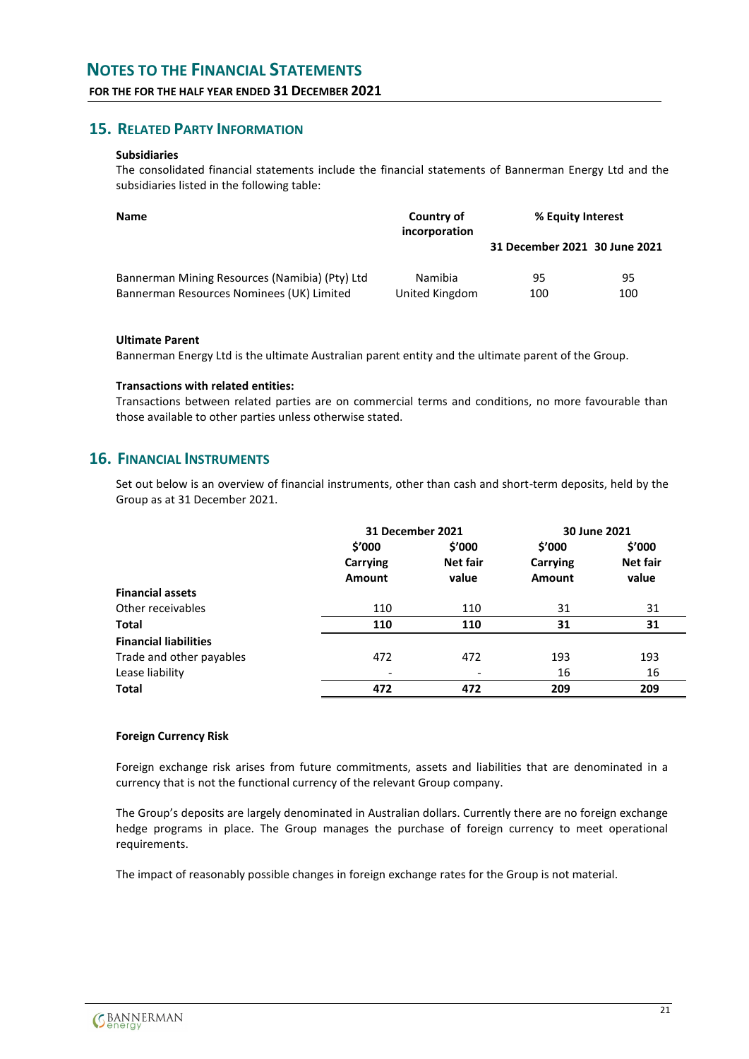# NOTES TO THE FINANCIAL STATEMENTS

**FOR THE FOR THE HALF YEAR ENDED 31 DECEMBER 2021**

## 15. RELATED PARTY INFORMATION

**Subsidiaries**

The consolidated financial statements include the financial statements of Bannerman Energy Ltd and the subsidiaries listed in the following table:

| Name | Country of incorporation | % Equity Interest | |
|---|---|---|---|
| | | 31 December 2021 | 30 June 2021 |
| Bannerman Mining Resources (Namibia) (Pty) Ltd | Namibia | 95 | 95 |
| Bannerman Resources Nominees (UK) Limited | United Kingdom | 100 | 100 |

**Ultimate Parent**

Bannerman Energy Ltd is the ultimate Australian parent entity and the ultimate parent of the Group.

**Transactions with related entities:**

Transactions between related parties are on commercial terms and conditions, no more favourable than those available to other parties unless otherwise stated.

## 16. FINANCIAL INSTRUMENTS

Set out below is an overview of financial instruments, other than cash and short-term deposits, held by the Group as at 31 December 2021.

| | 31 December 2021 | | 30 June 2021 | |
|---|---|---|---|---|
| | $'000 Carrying Amount | $'000 Net fair value | $'000 Carrying Amount | $'000 Net fair value |
| **Financial assets** | | | | |
| Other receivables | 110 | 110 | 31 | 31 |
| **Total** | **110** | **110** | **31** | **31** |
| **Financial liabilities** | | | | |
| Trade and other payables | 472 | 472 | 193 | 193 |
| Lease liability | - | - | 16 | 16 |
| **Total** | **472** | **472** | **209** | **209** |

**Foreign Currency Risk**

Foreign exchange risk arises from future commitments, assets and liabilities that are denominated in a currency that is not the functional currency of the relevant Group company.

The Group's deposits are largely denominated in Australian dollars. Currently there are no foreign exchange hedge programs in place. The Group manages the purchase of foreign currency to meet operational requirements.

The impact of reasonably possible changes in foreign exchange rates for the Group is not material.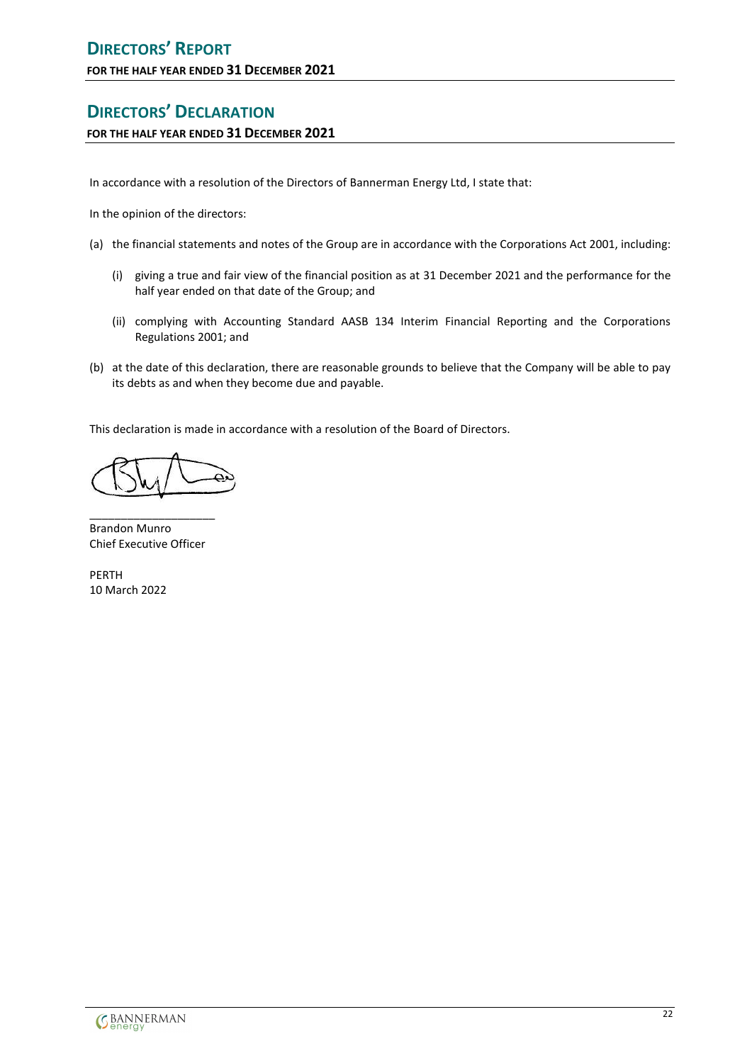# DIRECTORS' REPORT

**FOR THE HALF YEAR ENDED 31 DECEMBER 2021**

## DIRECTORS' DECLARATION

**FOR THE HALF YEAR ENDED 31 DECEMBER 2021**

In accordance with a resolution of the Directors of Bannerman Energy Ltd, I state that:

In the opinion of the directors:

(a) the financial statements and notes of the Group are in accordance with the Corporations Act 2001, including:

(i) giving a true and fair view of the financial position as at 31 December 2021 and the performance for the half year ended on that date of the Group; and

(ii) complying with Accounting Standard AASB 134 Interim Financial Reporting and the Corporations Regulations 2001; and

(b) at the date of this declaration, there are reasonable grounds to believe that the Company will be able to pay its debts as and when they become due and payable.

This declaration is made in accordance with a resolution of the Board of Directors.

\_\_\_\_\_\_\_\_\_\_\_\_\_\_\_\_\_\_\_\_

Brandon Munro
Chief Executive Officer

PERTH
10 March 2022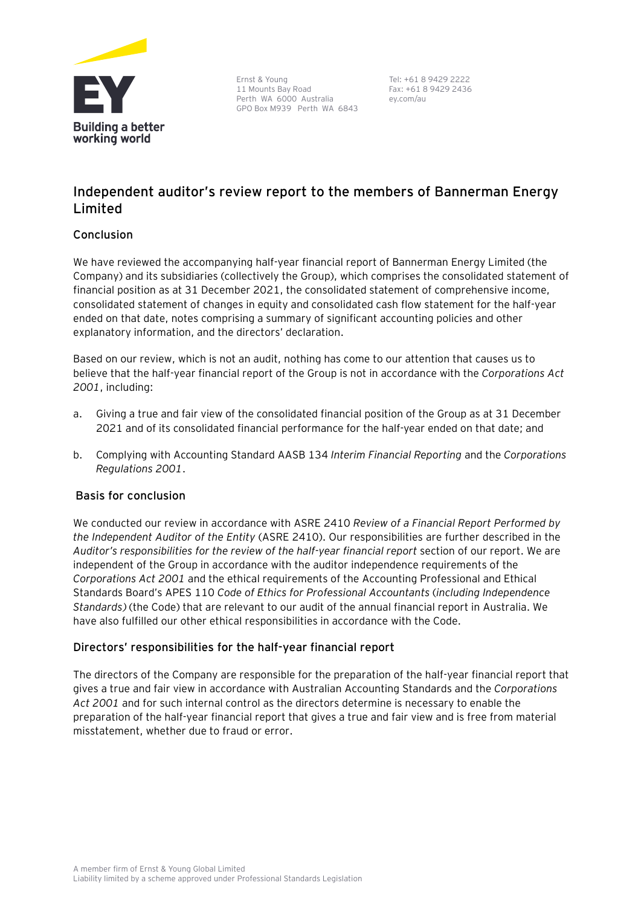Ernst & Young
11 Mounts Bay Road
Perth WA 6000 Australia
GPO Box M939 Perth WA 6843

Tel: +61 8 9429 2222
Fax: +61 8 9429 2436
ey.com/au

# Independent auditor's review report to the members of Bannerman Energy Limited

## Conclusion

We have reviewed the accompanying half-year financial report of Bannerman Energy Limited (the Company) and its subsidiaries (collectively the Group), which comprises the consolidated statement of financial position as at 31 December 2021, the consolidated statement of comprehensive income, consolidated statement of changes in equity and consolidated cash flow statement for the half-year ended on that date, notes comprising a summary of significant accounting policies and other explanatory information, and the directors' declaration.

Based on our review, which is not an audit, nothing has come to our attention that causes us to believe that the half-year financial report of the Group is not in accordance with the *Corporations Act 2001*, including:

a. Giving a true and fair view of the consolidated financial position of the Group as at 31 December 2021 and of its consolidated financial performance for the half-year ended on that date; and

b. Complying with Accounting Standard AASB 134 *Interim Financial Reporting* and the *Corporations Regulations 2001*.

## Basis for conclusion

We conducted our review in accordance with ASRE 2410 *Review of a Financial Report Performed by the Independent Auditor of the Entity* (ASRE 2410). Our responsibilities are further described in the *Auditor's responsibilities for the review of the half-year financial report* section of our report. We are independent of the Group in accordance with the auditor independence requirements of the *Corporations Act 2001* and the ethical requirements of the Accounting Professional and Ethical Standards Board's APES 110 *Code of Ethics for Professional Accountants* (*including Independence Standards)* (the Code) that are relevant to our audit of the annual financial report in Australia. We have also fulfilled our other ethical responsibilities in accordance with the Code.

## Directors' responsibilities for the half-year financial report

The directors of the Company are responsible for the preparation of the half-year financial report that gives a true and fair view in accordance with Australian Accounting Standards and the *Corporations Act 2001* and for such internal control as the directors determine is necessary to enable the preparation of the half-year financial report that gives a true and fair view and is free from material misstatement, whether due to fraud or error.

A member firm of Ernst & Young Global Limited
Liability limited by a scheme approved under Professional Standards Legislation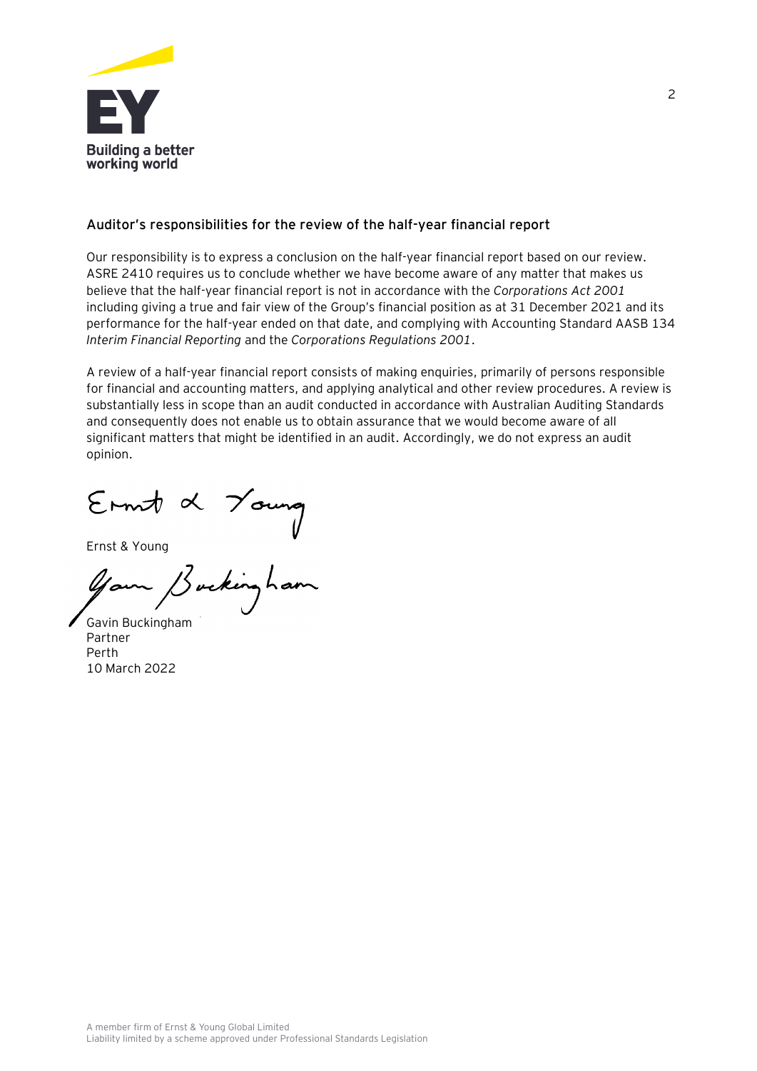## Auditor's responsibilities for the review of the half-year financial report

Our responsibility is to express a conclusion on the half-year financial report based on our review. ASRE 2410 requires us to conclude whether we have become aware of any matter that makes us believe that the half-year financial report is not in accordance with the *Corporations Act 2001* including giving a true and fair view of the Group's financial position as at 31 December 2021 and its performance for the half-year ended on that date, and complying with Accounting Standard AASB 134 *Interim Financial Reporting* and the *Corporations Regulations 2001*.

A review of a half-year financial report consists of making enquiries, primarily of persons responsible for financial and accounting matters, and applying analytical and other review procedures. A review is substantially less in scope than an audit conducted in accordance with Australian Auditing Standards and consequently does not enable us to obtain assurance that we would become aware of all significant matters that might be identified in an audit. Accordingly, we do not express an audit opinion.

Ernst & Young

Gavin Buckingham
Partner
Perth
10 March 2022

A member firm of Ernst & Young Global Limited
Liability limited by a scheme approved under Professional Standards Legislation